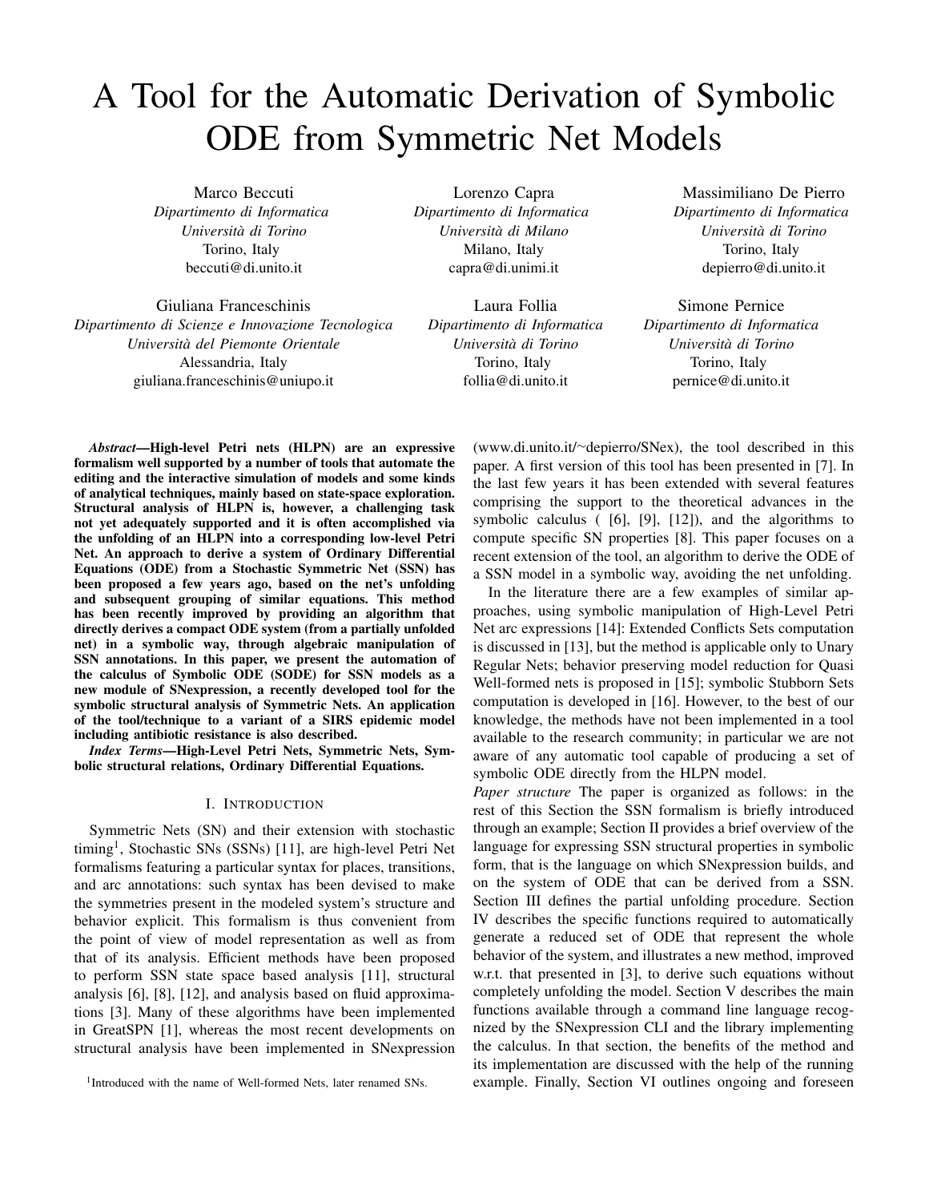# A Tool for the Automatic Derivation of Symbolic ODE from Symmetric Net Models

Marco Beccuti
*Dipartimento di Informatica*
*Università di Torino*
Torino, Italy
beccuti@di.unito.it

Lorenzo Capra
*Dipartimento di Informatica*
*Università di Milano*
Milano, Italy
capra@di.unimi.it

Massimiliano De Pierro
*Dipartimento di Informatica*
*Università di Torino*
Torino, Italy
depierro@di.unito.it

Giuliana Franceschinis
*Dipartimento di Scienze e Innovazione Tecnologica*
*Università del Piemonte Orientale*
Alessandria, Italy
giuliana.franceschinis@uniupo.it

Laura Follia
*Dipartimento di Informatica*
*Università di Torino*
Torino, Italy
follia@di.unito.it

Simone Pernice
*Dipartimento di Informatica*
*Università di Torino*
Torino, Italy
pernice@di.unito.it

***Abstract*—High-level Petri nets (HLPN) are an expressive formalism well supported by a number of tools that automate the editing and the interactive simulation of models and some kinds of analytical techniques, mainly based on state-space exploration. Structural analysis of HLPN is, however, a challenging task not yet adequately supported and it is often accomplished via the unfolding of an HLPN into a corresponding low-level Petri Net. An approach to derive a system of Ordinary Differential Equations (ODE) from a Stochastic Symmetric Net (SSN) has been proposed a few years ago, based on the net's unfolding and subsequent grouping of similar equations. This method has been recently improved by providing an algorithm that directly derives a compact ODE system (from a partially unfolded net) in a symbolic way, through algebraic manipulation of SSN annotations. In this paper, we present the automation of the calculus of Symbolic ODE (SODE) for SSN models as a new module of SNexpression, a recently developed tool for the symbolic structural analysis of Symmetric Nets. An application of the tool/technique to a variant of a SIRS epidemic model including antibiotic resistance is also described.**

***Index Terms*—High-Level Petri Nets, Symmetric Nets, Symbolic structural relations, Ordinary Differential Equations.**

## I. Introduction

Symmetric Nets (SN) and their extension with stochastic timing[1], Stochastic SNs (SSNs) [11], are high-level Petri Net formalisms featuring a particular syntax for places, transitions, and arc annotations: such syntax has been devised to make the symmetries present in the modeled system's structure and behavior explicit. This formalism is thus convenient from the point of view of model representation as well as from that of its analysis. Efficient methods have been proposed to perform SSN state space based analysis [11], structural analysis [6], [8], [12], and analysis based on fluid approximations [3]. Many of these algorithms have been implemented in GreatSPN [1], whereas the most recent developments on structural analysis have been implemented in SNexpression (www.di.unito.it/~depierro/SNex), the tool described in this paper. A first version of this tool has been presented in [7]. In the last few years it has been extended with several features comprising the support to the theoretical advances in the symbolic calculus ( [6], [9], [12]), and the algorithms to compute specific SN properties [8]. This paper focuses on a recent extension of the tool, an algorithm to derive the ODE of a SSN model in a symbolic way, avoiding the net unfolding.

In the literature there are a few examples of similar approaches, using symbolic manipulation of High-Level Petri Net arc expressions [14]: Extended Conflicts Sets computation is discussed in [13], but the method is applicable only to Unary Regular Nets; behavior preserving model reduction for Quasi Well-formed nets is proposed in [15]; symbolic Stubborn Sets computation is developed in [16]. However, to the best of our knowledge, the methods have not been implemented in a tool available to the research community; in particular we are not aware of any automatic tool capable of producing a set of symbolic ODE directly from the HLPN model.

*Paper structure* The paper is organized as follows: in the rest of this Section the SSN formalism is briefly introduced through an example; Section II provides a brief overview of the language for expressing SSN structural properties in symbolic form, that is the language on which SNexpression builds, and on the system of ODE that can be derived from a SSN. Section III defines the partial unfolding procedure. Section IV describes the specific functions required to automatically generate a reduced set of ODE that represent the whole behavior of the system, and illustrates a new method, improved w.r.t. that presented in [3], to derive such equations without completely unfolding the model. Section V describes the main functions available through a command line language recognized by the SNexpression CLI and the library implementing the calculus. In that section, the benefits of the method and its implementation are discussed with the help of the running example. Finally, Section VI outlines ongoing and foreseen

[1]Introduced with the name of Well-formed Nets, later renamed SNs.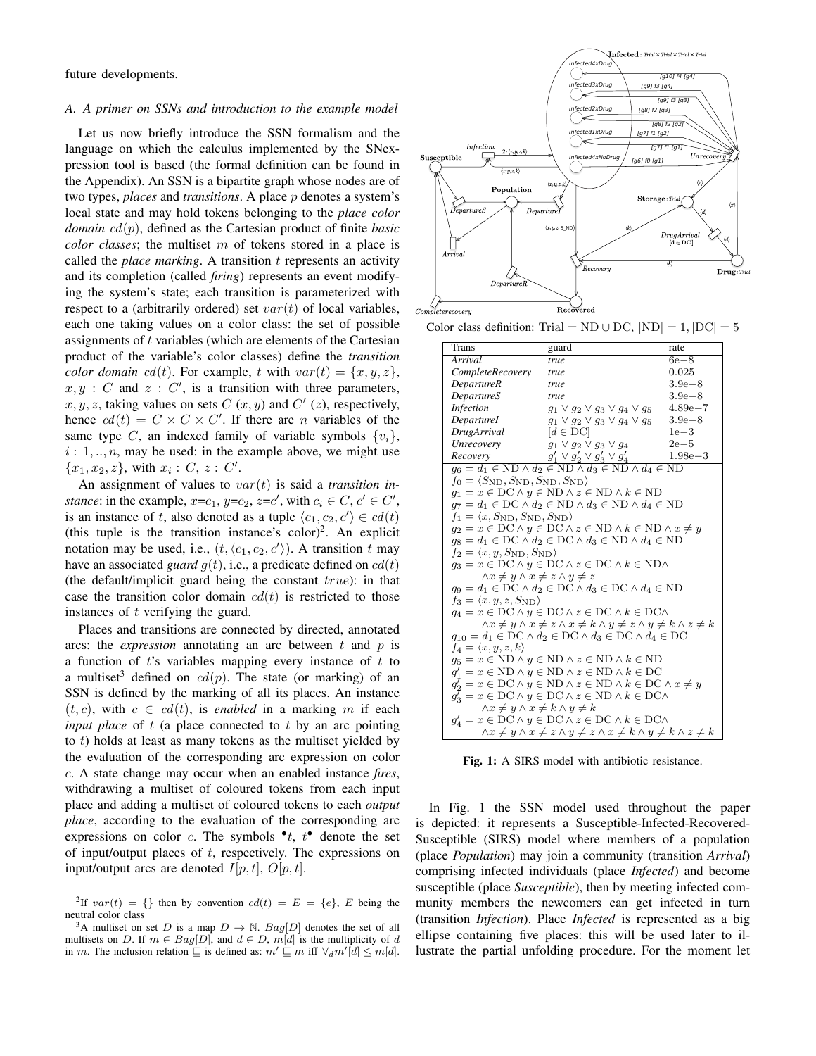future developments.

### A. A primer on SSNs and introduction to the example model

Let us now briefly introduce the SSN formalism and the language on which the calculus implemented by the SNexpression tool is based (the formal definition can be found in the Appendix). An SSN is a bipartite graph whose nodes are of two types, *places* and *transitions*. A place $p$ denotes a system's local state and may hold tokens belonging to the *place color domain* $cd(p)$, defined as the Cartesian product of finite *basic color classes*; the multiset $m$ of tokens stored in a place is called the *place marking*. A transition $t$ represents an activity and its completion (called *firing*) represents an event modifying the system's state; each transition is parameterized with respect to a (arbitrarily ordered) set $var(t)$ of local variables, each one taking values on a color class: the set of possible assignments of $t$ variables (which are elements of the Cartesian product of the variable's color classes) define the *transition color domain* $cd(t)$. For example, $t$ with $var(t) = \{x, y, z\}$, $x, y : C$ and $z : C'$, is a transition with three parameters, $x, y, z$, taking values on sets $C$ ($x, y$) and $C'$ ($z$), respectively, hence $cd(t) = C \times C \times C'$. If there are $n$ variables of the same type $C$, an indexed family of variable symbols $\{v_i\}$, $i : 1, .., n$, may be used: in the example above, we might use $\{x_1, x_2, z\}$, with $x_i : C$, $z : C'$.

An assignment of values to $var(t)$ is said a *transition instance*: in the example, $x$=$c_1$, $y$=$c_2$, $z$=$c'$, with $c_i \in C$, $c' \in C'$, is an instance of $t$, also denoted as a tuple $\langle c_1, c_2, c' \rangle \in cd(t)$ (this tuple is the transition instance's color)[2]. An explicit notation may be used, i.e., $(t, \langle c_1, c_2, c' \rangle)$. A transition $t$ may have an associated *guard* $g(t)$, i.e., a predicate defined on $cd(t)$ (the default/implicit guard being the constant $true$): in that case the transition color domain $cd(t)$ is restricted to those instances of $t$ verifying the guard.

Places and transitions are connected by directed, annotated arcs: the *expression* annotating an arc between $t$ and $p$ is a function of $t$'s variables mapping every instance of $t$ to a multiset[3] defined on $cd(p)$. The state (or marking) of an SSN is defined by the marking of all its places. An instance $(t, c)$, with $c \in cd(t)$, is *enabled* in a marking $m$ if each *input place* of $t$ (a place connected to $t$ by an arc pointing to $t$) holds at least as many tokens as the multiset yielded by the evaluation of the corresponding arc expression on color $c$. A state change may occur when an enabled instance *fires*, withdrawing a multiset of coloured tokens from each input place and adding a multiset of coloured tokens to each *output place*, according to the evaluation of the corresponding arc expressions on color $c$. The symbols $^\bullet t$, $t^\bullet$ denote the set of input/output places of $t$, respectively. The expressions on input/output arcs are denoted $I[p, t]$, $O[p, t]$.

[2] If $var(t) = \{\}$ then by convention $cd(t) = E = \{e\}$, $E$ being the neutral color class

[3] A multiset on set $D$ is a map $D \to \mathbb{N}$. $Bag[D]$ denotes the set of all multisets on $D$. If $m \in Bag[D]$, and $d \in D$, $m[d]$ is the multiplicity of $d$ in $m$. The inclusion relation $\sqsubseteq$ is defined as: $m' \sqsubseteq m$ iff $\forall_d m'[d] \leq m[d]$.

Color class definition: Trial = ND ∪ DC, $|\text{ND}| = 1$, $|\text{DC}| = 5$

| Trans | guard | rate |
|---|---|---|
| *Arrival* | *true* | 6e−8 |
| *CompleteRecovery* | *true* | 0.025 |
| *DepartureR* | *true* | 3.9e−8 |
| *DepartureS* | *true* | 3.9e−8 |
| *Infection* | $g_1 \vee g_2 \vee g_3 \vee g_4 \vee g_5$ | 4.89e−7 |
| *DepartureI* | $g_1 \vee g_2 \vee g_3 \vee g_4 \vee g_5$ | 3.9e−8 |
| *DrugArrival* | $[d \in \text{DC}]$ | 1e−3 |
| *Unrecovery* | $g_1 \vee g_2 \vee g_3 \vee g_4$ | 2e−5 |
| *Recovery* | $g'_1 \vee g'_2 \vee g'_3 \vee g'_4$ | 1.98e−3 |

$g_6 = d_1 \in \text{ND} \wedge d_2 \in \text{ND} \wedge d_3 \in \text{ND} \wedge d_4 \in \text{ND}$
$f_0 = \langle S_{\text{ND}}, S_{\text{ND}}, S_{\text{ND}}, S_{\text{ND}} \rangle$
$g_1 = x \in \text{DC} \wedge y \in \text{ND} \wedge z \in \text{ND} \wedge k \in \text{ND}$
$g_7 = d_1 \in \text{DC} \wedge d_2 \in \text{ND} \wedge d_3 \in \text{ND} \wedge d_4 \in \text{ND}$
$f_1 = \langle x, S_{\text{ND}}, S_{\text{ND}}, S_{\text{ND}} \rangle$
$g_2 = x \in \text{DC} \wedge y \in \text{DC} \wedge z \in \text{ND} \wedge k \in \text{ND} \wedge x \neq y$
$g_8 = d_1 \in \text{DC} \wedge d_2 \in \text{DC} \wedge d_3 \in \text{ND} \wedge d_4 \in \text{ND}$
$f_2 = \langle x, y, S_{\text{ND}}, S_{\text{ND}} \rangle$
$g_3 = x \in \text{DC} \wedge y \in \text{DC} \wedge z \in \text{DC} \wedge k \in \text{ND} \wedge x \neq y \wedge x \neq z \wedge y \neq z$
$g_9 = d_1 \in \text{DC} \wedge d_2 \in \text{DC} \wedge d_3 \in \text{DC} \wedge d_4 \in \text{ND}$
$f_3 = \langle x, y, z, S_{\text{ND}} \rangle$
$g_4 = x \in \text{DC} \wedge y \in \text{DC} \wedge z \in \text{DC} \wedge k \in \text{DC} \wedge x \neq y \wedge x \neq z \wedge x \neq k \wedge y \neq z \wedge y \neq k \wedge z \neq k$
$g_{10} = d_1 \in \text{DC} \wedge d_2 \in \text{DC} \wedge d_3 \in \text{DC} \wedge d_4 \in \text{DC}$
$f_4 = \langle x, y, z, k \rangle$
$g_5 = x \in \text{ND} \wedge y \in \text{ND} \wedge z \in \text{ND} \wedge k \in \text{ND}$
$g'_1 = x \in \text{ND} \wedge y \in \text{ND} \wedge z \in \text{ND} \wedge k \in \text{DC}$
$g'_2 = x \in \text{DC} \wedge y \in \text{ND} \wedge z \in \text{ND} \wedge k \in \text{DC} \wedge x \neq y$
$g'_3 = x \in \text{DC} \wedge y \in \text{DC} \wedge z \in \text{ND} \wedge k \in \text{DC} \wedge x \neq y \wedge x \neq k \wedge y \neq k$
$g'_4 = x \in \text{DC} \wedge y \in \text{DC} \wedge z \in \text{DC} \wedge k \in \text{DC} \wedge x \neq y \wedge x \neq z \wedge y \neq z \wedge x \neq k \wedge y \neq k \wedge z \neq k$

**Fig. 1:** A SIRS model with antibiotic resistance.

In Fig. 1 the SSN model used throughout the paper is depicted: it represents a Susceptible-Infected-Recovered-Susceptible (SIRS) model where members of a population (place *Population*) may join a community (transition *Arrival*) comprising infected individuals (place *Infected*) and become susceptible (place *Susceptible*), then by meeting infected community members the newcomers can get infected in turn (transition *Infection*). Place *Infected* is represented as a big ellipse containing five places: this will be used later to illustrate the partial unfolding procedure. For the moment let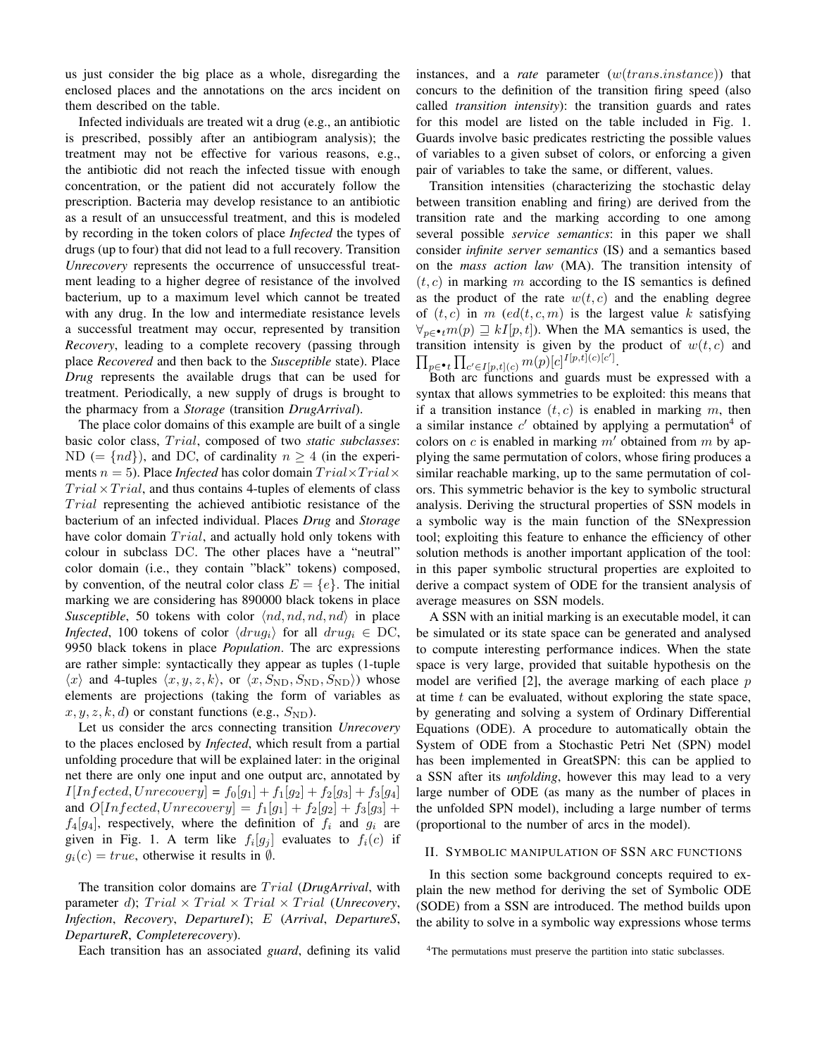us just consider the big place as a whole, disregarding the enclosed places and the annotations on the arcs incident on them described on the table.

Infected individuals are treated wit a drug (e.g., an antibiotic is prescribed, possibly after an antibiogram analysis); the treatment may not be effective for various reasons, e.g., the antibiotic did not reach the infected tissue with enough concentration, or the patient did not accurately follow the prescription. Bacteria may develop resistance to an antibiotic as a result of an unsuccessful treatment, and this is modeled by recording in the token colors of place ***Infected*** the types of drugs (up to four) that did not lead to a full recovery. Transition ***Unrecovery*** represents the occurrence of unsuccessful treatment leading to a higher degree of resistance of the involved bacterium, up to a maximum level which cannot be treated with any drug. In the low and intermediate resistance levels a successful treatment may occur, represented by transition ***Recovery***, leading to a complete recovery (passing through place ***Recovered*** and then back to the ***Susceptible*** state). Place ***Drug*** represents the available drugs that can be used for treatment. Periodically, a new supply of drugs is brought to the pharmacy from a ***Storage*** (transition ***DrugArrival***).

The place color domains of this example are built of a single basic color class, $Trial$, composed of two *static subclasses*: ND $(= \{nd\})$, and DC, of cardinality $n \geq 4$ (in the experiments $n = 5$). Place ***Infected*** has color domain $Trial \times Trial \times Trial \times Trial$, and thus contains 4-tuples of elements of class $Trial$ representing the achieved antibiotic resistance of the bacterium of an infected individual. Places ***Drug*** and ***Storage*** have color domain $Trial$, and actually hold only tokens with colour in subclass DC. The other places have a "neutral" color domain (i.e., they contain "black" tokens) composed, by convention, of the neutral color class $E = \{e\}$. The initial marking we are considering has 890000 black tokens in place ***Susceptible***, 50 tokens with color $\langle nd, nd, nd, nd \rangle$ in place ***Infected***, 100 tokens of color $\langle drug_i \rangle$ for all $drug_i \in$ DC, 9950 black tokens in place ***Population***. The arc expressions are rather simple: syntactically they appear as tuples (1-tuple $\langle x \rangle$ and 4-tuples $\langle x, y, z, k \rangle$, or $\langle x, S_{\text{ND}}, S_{\text{ND}}, S_{\text{ND}} \rangle$) whose elements are projections (taking the form of variables as $x, y, z, k, d$) or constant functions (e.g., $S_{\text{ND}}$).

Let us consider the arcs connecting transition ***Unrecovery*** to the places enclosed by ***Infected***, which result from a partial unfolding procedure that will be explained later: in the original net there are only one input and one output arc, annotated by $I[Infected, Unrecovery] = f_0[g_1] + f_1[g_2] + f_2[g_3] + f_3[g_4]$ and $O[Infected, Unrecovery] = f_1[g_1] + f_2[g_2] + f_3[g_3] + f_4[g_4]$, respectively, where the definition of $f_i$ and $g_i$ are given in Fig. 1. A term like $f_i[g_j]$ evaluates to $f_i(c)$ if $g_i(c) = true$, otherwise it results in $\emptyset$.

The transition color domains are $Trial$ (***DrugArrival***, with parameter $d$); $Trial \times Trial \times Trial \times Trial$ (***Unrecovery***, ***Infection***, ***Recovery***, ***DepartureI***); $E$ (***Arrival***, ***DepartureS***, ***DepartureR***, ***Completerecovery***).

Each transition has an associated *guard*, defining its valid instances, and a *rate* parameter $(w(trans.instance))$ that concurs to the definition of the transition firing speed (also called *transition intensity*): the transition guards and rates for this model are listed on the table included in Fig. 1. Guards involve basic predicates restricting the possible values of variables to a given subset of colors, or enforcing a given pair of variables to take the same, or different, values.

Transition intensities (characterizing the stochastic delay between transition enabling and firing) are derived from the transition rate and the marking according to one among several possible *service semantics*: in this paper we shall consider *infinite server semantics* (IS) and a semantics based on the *mass action law* (MA). The transition intensity of $(t, c)$ in marking $m$ according to the IS semantics is defined as the product of the rate $w(t, c)$ and the enabling degree of $(t, c)$ in $m$ ($ed(t, c, m)$ is the largest value $k$ satisfying $\forall_{p \in {}^\bullet t} m(p) \sqsupseteq kI[p, t]$). When the MA semantics is used, the transition intensity is given by the product of $w(t, c)$ and $\prod_{p \in {}^\bullet t} \prod_{c' \in I[p,t](c)} m(p)[c]^{I[p,t](c)[c']}$.

Both arc functions and guards must be expressed with a syntax that allows symmetries to be exploited: this means that if a transition instance $(t, c)$ is enabled in marking $m$, then a similar instance $c'$ obtained by applying a permutation[4] of colors on $c$ is enabled in marking $m'$ obtained from $m$ by applying the same permutation of colors, whose firing produces a similar reachable marking, up to the same permutation of colors. This symmetric behavior is the key to symbolic structural analysis. Deriving the structural properties of SSN models in a symbolic way is the main function of the SNexpression tool; exploiting this feature to enhance the efficiency of other solution methods is another important application of the tool: in this paper symbolic structural properties are exploited to derive a compact system of ODE for the transient analysis of average measures on SSN models.

A SSN with an initial marking is an executable model, it can be simulated or its state space can be generated and analysed to compute interesting performance indices. When the state space is very large, provided that suitable hypothesis on the model are verified [2], the average marking of each place $p$ at time $t$ can be evaluated, without exploring the state space, by generating and solving a system of Ordinary Differential Equations (ODE). A procedure to automatically obtain the System of ODE from a Stochastic Petri Net (SPN) model has been implemented in GreatSPN: this can be applied to a SSN after its *unfolding*, however this may lead to a very large number of ODE (as many as the number of places in the unfolded SPN model), including a large number of terms (proportional to the number of arcs in the model).

## II. Symbolic manipulation of SSN arc functions

In this section some background concepts required to explain the new method for deriving the set of Symbolic ODE (SODE) from a SSN are introduced. The method builds upon the ability to solve in a symbolic way expressions whose terms

[4] The permutations must preserve the partition into static subclasses.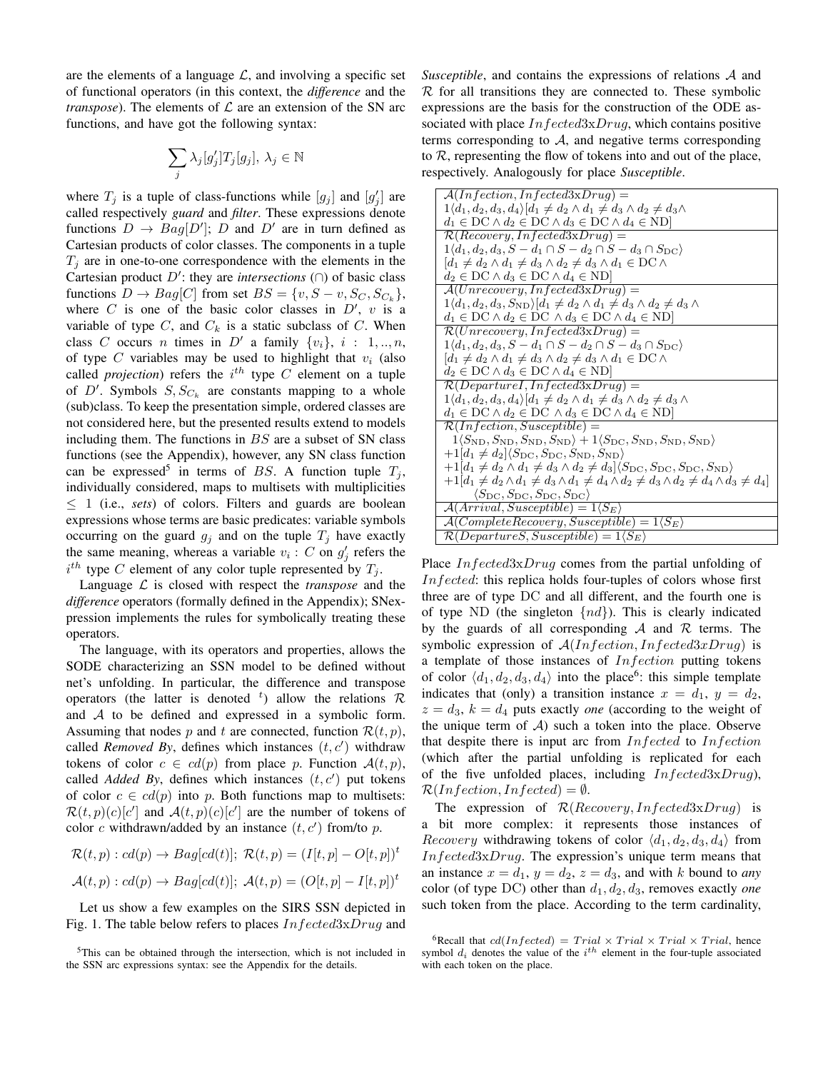are the elements of a language $\mathcal{L}$, and involving a specific set of functional operators (in this context, the *difference* and the *transpose*). The elements of $\mathcal{L}$ are an extension of the SN arc functions, and have got the following syntax:

$$\sum_j \lambda_j [g'_j] T_j [g_j],\ \lambda_j \in \mathbb{N}$$

where $T_j$ is a tuple of class-functions while $[g_j]$ and $[g'_j]$ are called respectively *guard* and *filter*. These expressions denote functions $D \to Bag[D']$; $D$ and $D'$ are in turn defined as Cartesian products of color classes. The components in a tuple $T_j$ are in one-to-one correspondence with the elements in the Cartesian product $D'$: they are *intersections* ($\cap$) of basic class functions $D \to Bag[C]$ from set $BS = \{v, S - v, S_C, S_{C_k}\}$, where $C$ is one of the basic color classes in $D'$, $v$ is a variable of type $C$, and $C_k$ is a static subclass of $C$. When class $C$ occurs $n$ times in $D'$ a family $\{v_i\}$, $i : 1,..,n$, of type $C$ variables may be used to highlight that $v_i$ (also called *projection*) refers the $i^{th}$ type $C$ element on a tuple of $D'$. Symbols $S, S_{C_k}$ are constants mapping to a whole (sub)class. To keep the presentation simple, ordered classes are not considered here, but the presented results extend to models including them. The functions in $BS$ are a subset of SN class functions (see the Appendix), however, any SN class function can be expressed[5] in terms of $BS$. A function tuple $T_j$, individually considered, maps to multisets with multiplicities $\leq 1$ (i.e., *sets*) of colors. Filters and guards are boolean expressions whose terms are basic predicates: variable symbols occurring on the guard $g_j$ and on the tuple $T_j$ have exactly the same meaning, whereas a variable $v_i : C$ on $g'_j$ refers the $i^{th}$ type $C$ element of any color tuple represented by $T_j$.

Language $\mathcal{L}$ is closed with respect the *transpose* and the *difference* operators (formally defined in the Appendix); SNexpression implements the rules for symbolically treating these operators.

The language, with its operators and properties, allows the SODE characterizing an SSN model to be defined without net's unfolding. In particular, the difference and transpose operators (the latter is denoted $^t$) allow the relations $\mathcal{R}$ and $\mathcal{A}$ to be defined and expressed in a symbolic form. Assuming that nodes $p$ and $t$ are connected, function $\mathcal{R}(t,p)$, called *Removed By*, defines which instances $(t, c')$ withdraw tokens of color $c \in cd(p)$ from place $p$. Function $\mathcal{A}(t,p)$, called *Added By*, defines which instances $(t, c')$ put tokens of color $c \in cd(p)$ into $p$. Both functions map to multisets: $\mathcal{R}(t,p)(c)[c']$ and $\mathcal{A}(t,p)(c)[c']$ are the number of tokens of color $c$ withdrawn/added by an instance $(t, c')$ from/to $p$.

$$\mathcal{R}(t,p) : cd(p) \to Bag[cd(t)];\ \mathcal{R}(t,p) = (I[t,p] - O[t,p])^t$$

$$\mathcal{A}(t,p) : cd(p) \to Bag[cd(t)];\ \mathcal{A}(t,p) = (O[t,p] - I[t,p])^t$$

Let us show a few examples on the SIRS SSN depicted in Fig. 1. The table below refers to places $Infected3\text{x}Drug$ and *Susceptible*, and contains the expressions of relations $\mathcal{A}$ and $\mathcal{R}$ for all transitions they are connected to. These symbolic expressions are the basis for the construction of the ODE associated with place $Infected3\text{x}Drug$, which contains positive terms corresponding to $\mathcal{A}$, and negative terms corresponding to $\mathcal{R}$, representing the flow of tokens into and out of the place, respectively. Analogously for place *Susceptible*.

| |
|---|
| $\mathcal{A}(Infection, Infected3\text{x}Drug) =$ $1\langle d_1, d_2, d_3, d_4\rangle[d_1 \neq d_2 \wedge d_1 \neq d_3 \wedge d_2 \neq d_3 \wedge d_1 \in \text{DC} \wedge d_2 \in \text{DC} \wedge d_3 \in \text{DC} \wedge d_4 \in \text{ND}]$ |
| $\mathcal{R}(Recovery, Infected3\text{x}Drug) =$ $1\langle d_1, d_2, d_3, S - d_1 \cap S - d_2 \cap S - d_3 \cap S_{\text{DC}}\rangle$ $[d_1 \neq d_2 \wedge d_1 \neq d_3 \wedge d_2 \neq d_3 \wedge d_1 \in \text{DC} \wedge d_2 \in \text{DC} \wedge d_3 \in \text{DC} \wedge d_4 \in \text{ND}]$ |
| $\mathcal{A}(Unrecovery, Infected3\text{x}Drug) =$ $1\langle d_1, d_2, d_3, S_{\text{ND}}\rangle[d_1 \neq d_2 \wedge d_1 \neq d_3 \wedge d_2 \neq d_3 \wedge d_1 \in \text{DC} \wedge d_2 \in \text{DC} \wedge d_3 \in \text{DC} \wedge d_4 \in \text{ND}]$ |
| $\mathcal{R}(Unrecovery, Infected3\text{x}Drug) =$ $1\langle d_1, d_2, d_3, S - d_1 \cap S - d_2 \cap S - d_3 \cap S_{\text{DC}}\rangle$ $[d_1 \neq d_2 \wedge d_1 \neq d_3 \wedge d_2 \neq d_3 \wedge d_1 \in \text{DC} \wedge d_2 \in \text{DC} \wedge d_3 \in \text{DC} \wedge d_4 \in \text{ND}]$ |
| $\mathcal{R}(DepartureI, Infected3\text{x}Drug) =$ $1\langle d_1, d_2, d_3, d_4\rangle[d_1 \neq d_2 \wedge d_1 \neq d_3 \wedge d_2 \neq d_3 \wedge d_1 \in \text{DC} \wedge d_2 \in \text{DC} \wedge d_3 \in \text{DC} \wedge d_4 \in \text{ND}]$ |
| $\mathcal{R}(Infection, Susceptible) =$ $1\langle S_{\text{ND}}, S_{\text{ND}}, S_{\text{ND}}, S_{\text{ND}}\rangle + 1\langle S_{\text{DC}}, S_{\text{ND}}, S_{\text{ND}}, S_{\text{ND}}\rangle$ $+1[d_1 \neq d_2]\langle S_{\text{DC}}, S_{\text{DC}}, S_{\text{ND}}, S_{\text{ND}}\rangle$ $+1[d_1 \neq d_2 \wedge d_1 \neq d_3 \wedge d_2 \neq d_3]\langle S_{\text{DC}}, S_{\text{DC}}, S_{\text{DC}}, S_{\text{ND}}\rangle$ $+1[d_1 \neq d_2 \wedge d_1 \neq d_3 \wedge d_1 \neq d_4 \wedge d_2 \neq d_3 \wedge d_2 \neq d_4 \wedge d_3 \neq d_4]$ $\langle S_{\text{DC}}, S_{\text{DC}}, S_{\text{DC}}, S_{\text{DC}}\rangle$ |
| $\mathcal{A}(Arrival, Susceptible) = 1\langle S_E\rangle$ |
| $\mathcal{A}(CompleteRecovery, Susceptible) = 1\langle S_E\rangle$ |
| $\mathcal{R}(DepartureS, Susceptible) = 1\langle S_E\rangle$ |

Place $Infected3\text{x}Drug$ comes from the partial unfolding of $Infected$: this replica holds four-tuples of colors whose first three are of type DC and all different, and the fourth one is of type ND (the singleton $\{nd\}$). This is clearly indicated by the guards of all corresponding $\mathcal{A}$ and $\mathcal{R}$ terms. The symbolic expression of $\mathcal{A}(Infection, Infected3xDrug)$ is a template of those instances of $Infection$ putting tokens of color $\langle d_1, d_2, d_3, d_4\rangle$ into the place[6]: this simple template indicates that (only) a transition instance $x = d_1$, $y = d_2$, $z = d_3$, $k = d_4$ puts exactly *one* (according to the weight of the unique term of $\mathcal{A}$) such a token into the place. Observe that despite there is input arc from $Infected$ to $Infection$ (which after the partial unfolding is replicated for each of the five unfolded places, including $Infected3\text{x}Drug$), $\mathcal{R}(Infection, Infected) = \emptyset$.

The expression of $\mathcal{R}(Recovery, Infected3\text{x}Drug)$ is a bit more complex: it represents those instances of $Recovery$ withdrawing tokens of color $\langle d_1, d_2, d_3, d_4\rangle$ from $Infected3\text{x}Drug$. The expression's unique term means that an instance $x = d_1$, $y = d_2$, $z = d_3$, and with $k$ bound to *any* color (of type DC) other than $d_1, d_2, d_3$, removes exactly *one* such token from the place. According to the term cardinality,

[5]This can be obtained through the intersection, which is not included in the SSN arc expressions syntax: see the Appendix for the details.

[6]Recall that $cd(Infected) = Trial \times Trial \times Trial \times Trial$, hence symbol $d_i$ denotes the value of the $i^{th}$ element in the four-tuple associated with each token on the place.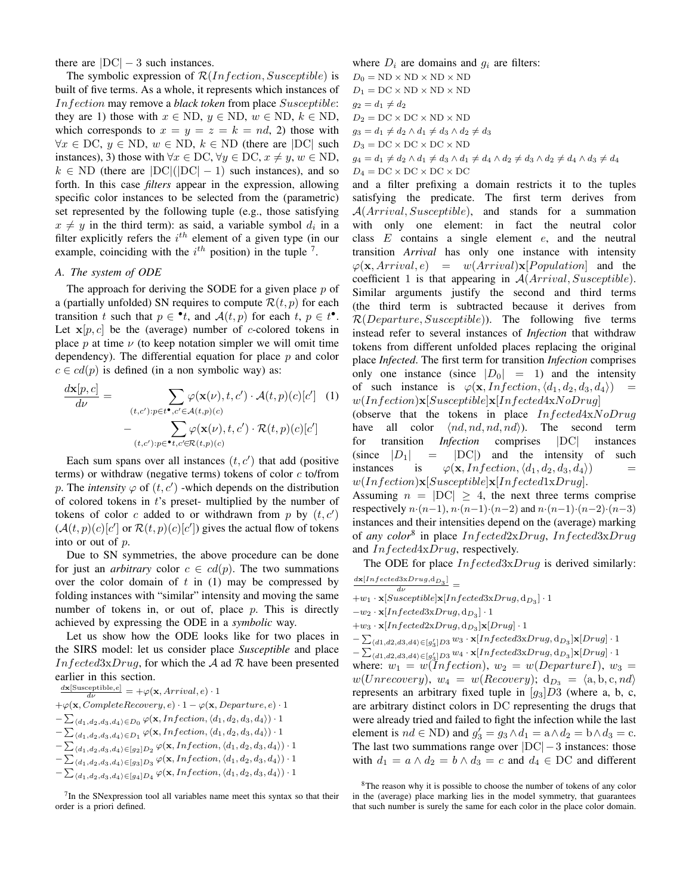there are $|\mathrm{DC}| - 3$ such instances.

The symbolic expression of $\mathcal{R}(Infection, Susceptible)$ is built of five terms. As a whole, it represents which instances of $Infection$ may remove a *black token* from place $Susceptible$: they are 1) those with $x \in \mathrm{ND}$, $y \in \mathrm{ND}$, $w \in \mathrm{ND}$, $k \in \mathrm{ND}$, which corresponds to $x = y = z = k = nd$, 2) those with $\forall x \in \mathrm{DC}$, $y \in \mathrm{ND}$, $w \in \mathrm{ND}$, $k \in \mathrm{ND}$ (there are $|\mathrm{DC}|$ such instances), 3) those with $\forall x \in \mathrm{DC}, \forall y \in \mathrm{DC}, x \neq y$, $w \in \mathrm{ND}$, $k \in \mathrm{ND}$ (there are $|\mathrm{DC}|(|\mathrm{DC}| - 1)$ such instances), and so forth. In this case *filters* appear in the expression, allowing specific color instances to be selected from the (parametric) set represented by the following tuple (e.g., those satisfying $x \neq y$ in the third term): as said, a variable symbol $d_i$ in a filter explicitly refers the $i^{th}$ element of a given type (in our example, coinciding with the $i^{th}$ position) in the tuple [7].

### A. The system of ODE

The approach for deriving the SODE for a given place $p$ of a (partially unfolded) SN requires to compute $\mathcal{R}(t, p)$ for each transition $t$ such that $p \in {}^{\bullet}t$, and $\mathcal{A}(t, p)$ for each $t$, $p \in t^{\bullet}$. Let $\mathbf{x}[p, c]$ be the (average) number of $c$-colored tokens in place $p$ at time $\nu$ (to keep notation simpler we will omit time dependency). The differential equation for place $p$ and color $c \in cd(p)$ is defined (in a non symbolic way) as:

$$\frac{d\mathbf{x}[p,c]}{d\nu} = \sum_{(t,c'):p \in t^{\bullet}, c' \in \mathcal{A}(t,p)(c)} \varphi(\mathbf{x}(\nu), t, c') \cdot \mathcal{A}(t,p)(c)[c'] \quad (1)$$
$$- \sum_{(t,c'):p \in {}^{\bullet}t, c' \in \mathcal{R}(t,p)(c)} \varphi(\mathbf{x}(\nu), t, c') \cdot \mathcal{R}(t,p)(c)[c']$$

Each sum spans over all instances $(t, c')$ that add (positive terms) or withdraw (negative terms) tokens of color $c$ to/from $p$. The *intensity* $\varphi$ of $(t, c')$ -which depends on the distribution of colored tokens in $t$'s preset- multiplied by the number of tokens of color $c$ added to or withdrawn from $p$ by $(t, c')$ ($\mathcal{A}(t, p)(c)[c']$ or $\mathcal{R}(t, p)(c)[c']$) gives the actual flow of tokens into or out of $p$.

Due to SN symmetries, the above procedure can be done for just an *arbitrary* color $c \in cd(p)$. The two summations over the color domain of $t$ in (1) may be compressed by folding instances with "similar" intensity and moving the same number of tokens in, or out of, place $p$. This is directly achieved by expressing the ODE in a *symbolic* way.

Let us show how the ODE looks like for two places in the SIRS model: let us consider place *Susceptible* and place $Infected3\text{x}Drug$, for which the $\mathcal{A}$ ad $\mathcal{R}$ have been presented earlier in this section.

$$\frac{d\mathbf{x}[\mathrm{Susceptible}, e]}{d\nu} = +\varphi(\mathbf{x}, Arrival, e) \cdot 1$$
$$+\varphi(\mathbf{x}, CompleteRecovery, e) \cdot 1 - \varphi(\mathbf{x}, Departure, e) \cdot 1$$
$$-\sum_{\langle d_1,d_2,d_3,d_4\rangle \in D_0} \varphi(\mathbf{x}, Infection, \langle d_1, d_2, d_3, d_4\rangle) \cdot 1$$
$$-\sum_{\langle d_1,d_2,d_3,d_4\rangle \in D_1} \varphi(\mathbf{x}, Infection, \langle d_1, d_2, d_3, d_4\rangle) \cdot 1$$
$$-\sum_{\langle d_1,d_2,d_3,d_4\rangle \in [g_2]D_2} \varphi(\mathbf{x}, Infection, \langle d_1, d_2, d_3, d_4\rangle) \cdot 1$$
$$-\sum_{\langle d_1,d_2,d_3,d_4\rangle \in [g_3]D_3} \varphi(\mathbf{x}, Infection, \langle d_1, d_2, d_3, d_4\rangle) \cdot 1$$
$$-\sum_{\langle d_1,d_2,d_3,d_4\rangle \in [g_4]D_4} \varphi(\mathbf{x}, Infection, \langle d_1, d_2, d_3, d_4\rangle) \cdot 1$$

where $D_i$ are domains and $g_i$ are filters:

$D_0 = \mathrm{ND} \times \mathrm{ND} \times \mathrm{ND} \times \mathrm{ND}$

$D_1 = \mathrm{DC} \times \mathrm{ND} \times \mathrm{ND} \times \mathrm{ND}$

$g_2 = d_1 \neq d_2$

$D_2 = \mathrm{DC} \times \mathrm{DC} \times \mathrm{ND} \times \mathrm{ND}$

$g_3 = d_1 \neq d_2 \wedge d_1 \neq d_3 \wedge d_2 \neq d_3$

$D_3 = \mathrm{DC} \times \mathrm{DC} \times \mathrm{DC} \times \mathrm{ND}$

$g_4 = d_1 \neq d_2 \wedge d_1 \neq d_3 \wedge d_1 \neq d_4 \wedge d_2 \neq d_3 \wedge d_2 \neq d_4 \wedge d_3 \neq d_4$

$D_4 = \mathrm{DC} \times \mathrm{DC} \times \mathrm{DC} \times \mathrm{DC}$

and a filter prefixing a domain restricts it to the tuples satisfying the predicate. The first term derives from $\mathcal{A}(Arrival, Susceptible)$, and stands for a summation with only one element: in fact the neutral color class $E$ contains a single element $e$, and the neutral transition *Arrival* has only one instance with intensity $\varphi(\mathbf{x}, Arrival, e) = w(Arrival)\mathbf{x}[Population]$ and the coefficient 1 is that appearing in $\mathcal{A}(Arrival, Susceptible)$. Similar arguments justify the second and third terms (the third term is subtracted because it derives from $\mathcal{R}(Departure, Susceptible)$). The following five terms instead refer to several instances of *Infection* that withdraw tokens from different unfolded places replacing the original place *Infected*. The first term for transition *Infection* comprises only one instance (since $|D_0| = 1$) and the intensity of such instance is $\varphi(\mathbf{x}, Infection, \langle d_1, d_2, d_3, d_4\rangle) = w(Infection)\mathbf{x}[Susceptible]\mathbf{x}[Infected4\text{x}NoDrug]$ (observe that the tokens in place $Infected4\text{x}NoDrug$ have all color $\langle nd, nd, nd, nd\rangle$). The second term for transition *Infection* comprises $|\mathrm{DC}|$ instances (since $|D_1| = |\mathrm{DC}|$) and the intensity of such instances is $\varphi(\mathbf{x}, Infection, \langle d_1, d_2, d_3, d_4\rangle) = w(Infection)\mathbf{x}[Susceptible]\mathbf{x}[Infected1\text{x}Drug]$. Assuming $n = |\mathrm{DC}| \geq 4$, the next three terms comprise respectively $n\cdot(n-1)$, $n\cdot(n-1)\cdot(n-2)$ and $n\cdot(n-1)\cdot(n-2)\cdot(n-3)$ instances and their intensities depend on the (average) marking of *any color*[8] in place $Infected2\text{x}Drug$, $Infected3\text{x}Drug$ and $Infected4\text{x}Drug$, respectively.

The ODE for place $Infected3\text{x}Drug$ is derived similarly:

$$\frac{d\mathbf{x}[Infected3\text{x}Drug, \mathrm{d}_{D_3}]}{d\nu} =$$
$$+w_1 \cdot \mathbf{x}[Susceptible]\mathbf{x}[Infected3\text{x}Drug, \mathrm{d}_{D_3}] \cdot 1$$
$$-w_2 \cdot \mathbf{x}[Infected3\text{x}Drug, \mathrm{d}_{D_3}] \cdot 1$$
$$+w_3 \cdot \mathbf{x}[Infected2\text{x}Drug, \mathrm{d}_{D_3}]\mathbf{x}[Drug] \cdot 1$$
$$-\sum_{\langle d1,d2,d3,d4\rangle \in [g'_3]D3} w_3 \cdot \mathbf{x}[Infected3\text{x}Drug, \mathrm{d}_{D_3}]\mathbf{x}[Drug] \cdot 1$$
$$-\sum_{\langle d1,d2,d3,d4\rangle \in [g'_3]D3} w_4 \cdot \mathbf{x}[Infected3\text{x}Drug, \mathrm{d}_{D_3}]\mathbf{x}[Drug] \cdot 1$$

where: $w_1 = w(Infection)$, $w_2 = w(DepartureI)$, $w_3 = w(Unrecovery)$, $w_4 = w(Recovery)$; $\mathrm{d}_{D_3} = \langle \mathrm{a}, \mathrm{b}, \mathrm{c}, nd\rangle$ represents an arbitrary fixed tuple in $[g_3]D3$ (where a, b, c, are arbitrary distinct colors in DC representing the drugs that were already tried and failed to fight the infection while the last element is $nd \in \mathrm{ND}$) and $g'_3 = g_3 \wedge d_1 = \mathrm{a} \wedge d_2 = \mathrm{b} \wedge d_3 = \mathrm{c}$. The last two summations range over $|\mathrm{DC}| - 3$ instances: those with $d_1 = a \wedge d_2 = b \wedge d_3 = c$ and $d_4 \in \mathrm{DC}$ and different

[7] In the SNexpression tool all variables name meet this syntax so that their order is a priori defined.

[8] The reason why it is possible to choose the number of tokens of any color in the (average) place marking lies in the model symmetry, that guarantees that such number is surely the same for each color in the place color domain.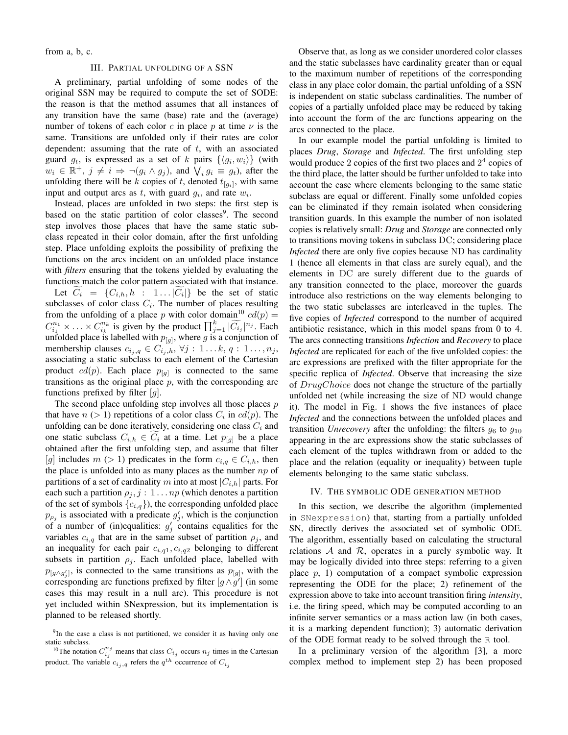from a, b, c.

## III. Partial unfolding of a SSN

A preliminary, partial unfolding of some nodes of the original SSN may be required to compute the set of SODE: the reason is that the method assumes that all instances of any transition have the same (base) rate and the (average) number of tokens of each color $c$ in place $p$ at time $\nu$ is the same. Transitions are unfolded only if their rates are color dependent: assuming that the rate of $t$, with an associated guard $g_t$, is expressed as a set of $k$ pairs $\{\langle g_i, w_i\rangle\}$ (with $w_i \in \mathbb{R}^+$, $j \neq i \Rightarrow \neg(g_i \wedge g_j)$, and $\bigvee_i g_i \equiv g_t$), after the unfolding there will be $k$ copies of $t$, denoted $t_{[g_i]}$, with same input and output arcs as $t$, with guard $g_i$, and rate $w_i$.

Instead, places are unfolded in two steps: the first step is based on the static partition of color classes[9]. The second step involves those places that have the same static subclass repeated in their color domain, after the first unfolding step. Place unfolding exploits the possibility of prefixing the functions on the arcs incident on an unfolded place instance with *filters* ensuring that the tokens yielded by evaluating the functions match the color pattern associated with that instance.

Let $\widetilde{C_i} = \{C_{i,h}, h : 1 \ldots |\widetilde{C_i}|\}$ be the set of static subclasses of color class $C_i$. The number of places resulting from the unfolding of a place $p$ with color domain[10] $cd(p) = C_{i_1}^{n_1} \times \ldots \times C_{i_k}^{n_k}$ is given by the product $\prod_{j=1}^{k} |\widetilde{C_{i_j}}|^{n_j}$. Each unfolded place is labelled with $p_{[g]}$, where $g$ is a conjunction of membership clauses $c_{i_j,q} \in C_{i_j,h}$, $\forall j : 1 \ldots k$, $q : 1 \ldots, n_j$, associating a static subclass to each element of the Cartesian product $cd(p)$. Each place $p_{[g]}$ is connected to the same transitions as the original place $p$, with the corresponding arc functions prefixed by filter $[g]$.

The second place unfolding step involves all those places $p$ that have $n$ ($> 1$) repetitions of a color class $C_i$ in $cd(p)$. The unfolding can be done iteratively, considering one class $C_i$ and one static subclass $C_{i,h} \in \widetilde{C_i}$ at a time. Let $p_{[g]}$ be a place obtained after the first unfolding step, and assume that filter $[g]$ includes $m$ ($> 1$) predicates in the form $c_{i,q} \in C_{i,h}$, then the place is unfolded into as many places as the number $np$ of partitions of a set of cardinality $m$ into at most $|C_{i,h}|$ parts. For each such a partition $\rho_j, j : 1 \ldots np$ (which denotes a partition of the set of symbols $\{c_{i,q}\}$), the corresponding unfolded place $p_{\rho_j}$ is associated with a predicate $g'_j$, which is the conjunction of a number of (in)equalities: $g'_j$ contains equalities for the variables $c_{i,q}$ that are in the same subset of partition $\rho_j$, and an inequality for each pair $c_{i,q1}, c_{i,q2}$ belonging to different subsets in partition $\rho_j$. Each unfolded place, labelled with $p_{[g \wedge g'_j]}$, is connected to the same transitions as $p_{[g]}$, with the corresponding arc functions prefixed by filter $[g \wedge g']$ (in some cases this may result in a null arc). This procedure is not yet included within SNexpression, but its implementation is planned to be released shortly.

[9] In the case a class is not partitioned, we consider it as having only one static subclass.

[10] The notation $C_{i_j}^{n_j}$ means that class $C_{i_j}$ occurs $n_j$ times in the Cartesian product. The variable $c_{i_j,q}$ refers the $q^{th}$ occurrence of $C_{i_j}$

Observe that, as long as we consider unordered color classes and the static subclasses have cardinality greater than or equal to the maximum number of repetitions of the corresponding class in any place color domain, the partial unfolding of a SSN is independent on static subclass cardinalities. The number of copies of a partially unfolded place may be reduced by taking into account the form of the arc functions appearing on the arcs connected to the place.

In our example model the partial unfolding is limited to places *Drug*, *Storage* and *Infected*. The first unfolding step would produce 2 copies of the first two places and $2^4$ copies of the third place, the latter should be further unfolded to take into account the case where elements belonging to the same static subclass are equal or different. Finally some unfolded copies can be eliminated if they remain isolated when considering transition guards. In this example the number of non isolated copies is relatively small: *Drug* and *Storage* are connected only to transitions moving tokens in subclass DC; considering place *Infected* there are only five copies because ND has cardinality 1 (hence all elements in that class are surely equal), and the elements in DC are surely different due to the guards of any transition connected to the place, moreover the guards introduce also restrictions on the way elements belonging to the two static subclasses are interleaved in the tuples. The five copies of *Infected* correspond to the number of acquired antibiotic resistance, which in this model spans from 0 to 4. The arcs connecting transitions *Infection* and *Recovery* to place *Infected* are replicated for each of the five unfolded copies: the arc expressions are prefixed with the filter appropriate for the specific replica of *Infected*. Observe that increasing the size of $DrugChoice$ does not change the structure of the partially unfolded net (while increasing the size of ND would change it). The model in Fig. 1 shows the five instances of place *Infected* and the connections between the unfolded places and transition *Unrecovery* after the unfolding: the filters $g_6$ to $g_{10}$ appearing in the arc expressions show the static subclasses of each element of the tuples withdrawn from or added to the place and the relation (equality or inequality) between tuple elements belonging to the same static subclass.

## IV. The symbolic ODE generation method

In this section, we describe the algorithm (implemented in `SNexpression`) that, starting from a partially unfolded SN, directly derives the associated set of symbolic ODE. The algorithm, essentially based on calculating the structural relations $\mathcal{A}$ and $\mathcal{R}$, operates in a purely symbolic way. It may be logically divided into three steps: referring to a given place $p$, 1) computation of a compact symbolic expression representing the ODE for the place; 2) refinement of the expression above to take into account transition firing *intensity*, i.e. the firing speed, which may be computed according to an infinite server semantics or a mass action law (in both cases, it is a marking dependent function); 3) automatic derivation of the ODE format ready to be solved through the `R` tool.

In a preliminary version of the algorithm [3], a more complex method to implement step 2) has been proposed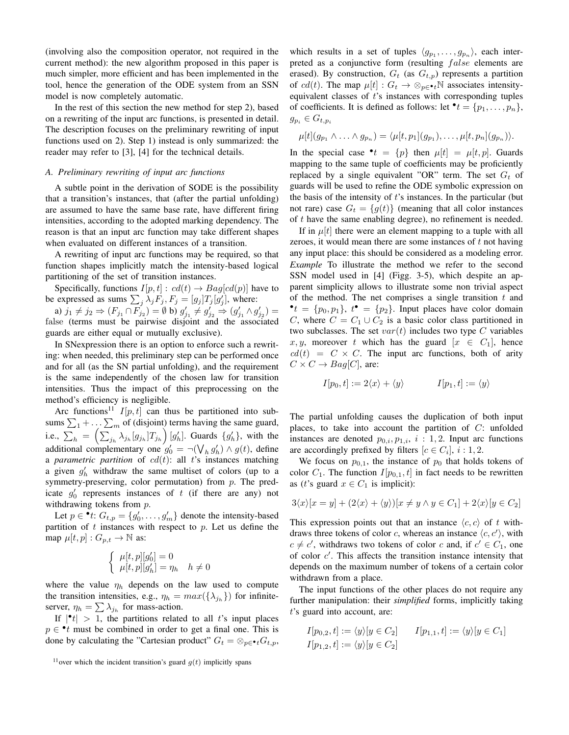(involving also the composition operator, not required in the current method): the new algorithm proposed in this paper is much simpler, more efficient and has been implemented in the tool, hence the generation of the ODE system from an SSN model is now completely automatic.

In the rest of this section the new method for step 2), based on a rewriting of the input arc functions, is presented in detail. The description focuses on the preliminary rewriting of input functions used on 2). Step 1) instead is only summarized: the reader may refer to [3], [4] for the technical details.

### A. Preliminary rewriting of input arc functions

A subtle point in the derivation of SODE is the possibility that a transition's instances, that (after the partial unfolding) are assumed to have the same base rate, have different firing intensities, according to the adopted marking dependency. The reason is that an input arc function may take different shapes when evaluated on different instances of a transition.

A rewriting of input arc functions may be required, so that function shapes implicitly match the intensity-based logical partitioning of the set of transition instances.

Specifically, functions $I[p,t] : cd(t) \to Bag[cd(p)]$ have to be expressed as sums $\sum_j \lambda_j F_j, F_j = [g_j]T_j[g'_j]$, where:

a) $j_1 \neq j_2 \Rightarrow (F_{j_1} \cap F_{j_2}) = \emptyset$ b) $g'_{j_1} \neq g'_{j_2} \Rightarrow (g'_{j_1} \wedge g'_{j_2}) = $ false (terms must be pairwise disjoint and the associated guards are either equal or mutually exclusive).

In SNexpression there is an option to enforce such a rewriting: when needed, this preliminary step can be performed once and for all (as the SN partial unfolding), and the requirement is the same independently of the chosen law for transition intensities. Thus the impact of this preprocessing on the method's efficiency is negligible.

Arc functions[11] $I[p,t]$ can thus be partitioned into subsums $\sum_1 + \ldots \sum_m$ of (disjoint) terms having the same guard, i.e., $\sum_h = \left(\sum_{j_h} \lambda_{j_h}[g_{j_h}]T_{j_h}\right)[g'_h]$. Guards $\{g'_h\}$, with the additional complementary one $g'_0 = \neg(\bigvee_h g'_h) \wedge g(t)$, define a *parametric partition* of $cd(t)$: all $t$'s instances matching a given $g'_h$ withdraw the same multiset of colors (up to a symmetry-preserving, color permutation) from $p$. The predicate $g'_0$ represents instances of $t$ (if there are any) not withdrawing tokens from $p$.

Let $p \in {}^\bullet t$: $G_{t,p} = \{g'_0, \ldots, g'_m\}$ denote the intensity-based partition of $t$ instances with respect to $p$. Let us define the map $\mu[t,p] : G_{p,t} \to \mathbb{N}$ as:

$$\begin{cases} \mu[t,p][g'_0] = 0 \\ \mu[t,p][g'_h] = \eta_h \quad h \neq 0 \end{cases}$$

where the value $\eta_h$ depends on the law used to compute the transition intensities, e.g., $\eta_h = max(\{\lambda_{j_h}\})$ for infinite-server, $\eta_h = \sum \lambda_{j_h}$ for mass-action.

If $|{}^\bullet t| > 1$, the partitions related to all $t$'s input places $p \in {}^\bullet t$ must be combined in order to get a final one. This is done by calculating the "Cartesian product" $G_t = \otimes_{p \in {}^\bullet t} G_{t,p}$, which results in a set of tuples $\langle g_{p_1}, \ldots, g_{p_n}\rangle$, each interpreted as a conjunctive form (resulting $false$ elements are erased). By construction, $G_t$ (as $G_{t,p}$) represents a partition of $cd(t)$. The map $\mu[t] : G_t \to \otimes_{p \in {}^\bullet t}\mathbb{N}$ associates intensity-equivalent classes of $t$'s instances with corresponding tuples of coefficients. It is defined as follows: let ${}^\bullet t = \{p_1, \ldots, p_n\}$, $g_{p_i} \in G_{t,p_i}$

$$\mu[t](g_{p_1} \wedge \ldots \wedge g_{p_n}) = \langle \mu[t,p_1](g_{p_1}), \ldots, \mu[t,p_n](g_{p_n})\rangle.$$

In the special case ${}^\bullet t = \{p\}$ then $\mu[t] = \mu[t,p]$. Guards mapping to the same tuple of coefficients may be proficiently replaced by a single equivalent "OR" term. The set $G_t$ of guards will be used to refine the ODE symbolic expression on the basis of the intensity of $t$'s instances. In the particular (but not rare) case $G_t = \{g(t)\}$ (meaning that all color instances of $t$ have the same enabling degree), no refinement is needed.

If in $\mu[t]$ there were an element mapping to a tuple with all zeroes, it would mean there are some instances of $t$ not having any input place: this should be considered as a modeling error.

*Example* To illustrate the method we refer to the second SSN model used in [4] (Figg. 3-5), which despite an apparent simplicity allows to illustrate some non trivial aspect of the method. The net comprises a single transition $t$ and ${}^\bullet t = \{p_0, p_1\}$, $t^\bullet = \{p_2\}$. Input places have color domain $C$, where $C = C_1 \cup C_2$ is a basic color class partitioned in two subclasses. The set $var(t)$ includes two type $C$ variables $x, y$, moreover $t$ which has the guard $[x \in C_1]$, hence $cd(t) = C \times C$. The input arc functions, both of arity $C \times C \to Bag[C]$, are:

$$I[p_0,t] := 2\langle x\rangle + \langle y\rangle \qquad\qquad I[p_1,t] := \langle y\rangle$$

The partial unfolding causes the duplication of both input places, to take into account the partition of $C$: unfolded instances are denoted $p_{0,i}, p_{1,i}$, $i : 1, 2$. Input arc functions are accordingly prefixed by filters $[c \in C_i]$, $i : 1, 2$.

We focus on $p_{0,1}$, the instance of $p_0$ that holds tokens of color $C_1$. The function $I[p_{0,1},t]$ in fact needs to be rewritten as ($t$'s guard $x \in C_1$ is implicit):

$$3\langle x\rangle[x = y] + (2\langle x\rangle + \langle y\rangle)[x \neq y \wedge y \in C_1] + 2\langle x\rangle[y \in C_2]$$

This expression points out that an instance $\langle c, c\rangle$ of $t$ withdraws three tokens of color $c$, whereas an instance $\langle c, c'\rangle$, with $c \neq c'$, withdraws two tokens of color $c$ and, if $c' \in C_1$, one of color $c'$. This affects the transition instance intensity that depends on the maximum number of tokens of a certain color withdrawn from a place.

The input functions of the other places do not require any further manipulation: their *simplified* forms, implicitly taking $t$'s guard into account, are:

$$I[p_{0,2},t] := \langle y\rangle[y \in C_2] \qquad I[p_{1,1},t] := \langle y\rangle[y \in C_1]$$
$$I[p_{1,2},t] := \langle y\rangle[y \in C_2]$$

[11] over which the incident transition's guard $g(t)$ implicitly spans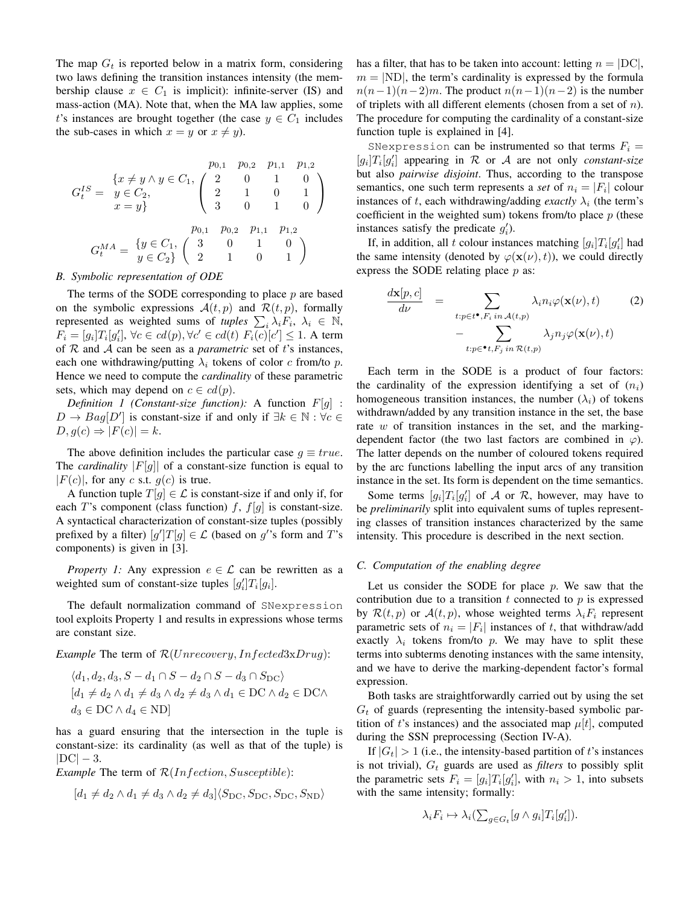The map $G_t$ is reported below in a matrix form, considering two laws defining the transition instances intensity (the membership clause $x \in C_1$ is implicit): infinite-server (IS) and mass-action (MA). Note that, when the MA law applies, some $t$'s instances are brought together (the case $y \in C_1$ includes the sub-cases in which $x = y$ or $x \neq y$).

$$G_t^{IS} = \begin{array}{l} \{x \neq y \wedge y \in C_1, \\ y \in C_2, \\ x = y\} \end{array} \overset{\begin{array}{cccc} p_{0,1} & p_{0,2} & p_{1,1} & p_{1,2} \end{array}}{\begin{pmatrix} 2 & 0 & 1 & 0 \\ 2 & 1 & 0 & 1 \\ 3 & 0 & 1 & 0 \end{pmatrix}}$$

$$G_t^{MA} = \begin{array}{l} \{y \in C_1, \\ y \in C_2\} \end{array} \overset{\begin{array}{cccc} p_{0,1} & p_{0,2} & p_{1,1} & p_{1,2} \end{array}}{\begin{pmatrix} 3 & 0 & 1 & 0 \\ 2 & 1 & 0 & 1 \end{pmatrix}}$$

### B. Symbolic representation of ODE

The terms of the SODE corresponding to place $p$ are based on the symbolic expressions $\mathcal{A}(t,p)$ and $\mathcal{R}(t,p)$, formally represented as weighted sums of *tuples* $\sum_i \lambda_i F_i$, $\lambda_i \in \mathbb{N}$, $F_i = [g_i]T_i[g_i']$, $\forall c \in cd(p), \forall c' \in cd(t)\ F_i(c)[c'] \leq 1$. A term of $\mathcal{R}$ and $\mathcal{A}$ can be seen as a *parametric* set of $t$'s instances, each one withdrawing/putting $\lambda_i$ tokens of color $c$ from/to $p$. Hence we need to compute the *cardinality* of these parametric sets, which may depend on $c \in cd(p)$.

*Definition 1 (Constant-size function):* A function $F[g] : D \to Bag[D']$ is constant-size if and only if $\exists k \in \mathbb{N} : \forall c \in D, g(c) \Rightarrow |F(c)| = k$.

The above definition includes the particular case $g \equiv true$. The *cardinality* $|F[g]|$ of a constant-size function is equal to $|F(c)|$, for any $c$ s.t. $g(c)$ is true.

A function tuple $T[g] \in \mathcal{L}$ is constant-size if and only if, for each $T$'s component (class function) $f$, $f[g]$ is constant-size. A syntactical characterization of constant-size tuples (possibly prefixed by a filter) $[g']T[g] \in \mathcal{L}$ (based on $g'$'s form and $T$'s components) is given in [3].

*Property 1:* Any expression $e \in \mathcal{L}$ can be rewritten as a weighted sum of constant-size tuples $[g_i']T_i[g_i]$.

The default normalization command of SNexpression tool exploits Property 1 and results in expressions whose terms are constant size.

*Example* The term of $\mathcal{R}(Unrecovery, Infected3xDrug)$:

$\langle d_1, d_2, d_3, S - d_1 \cap S - d_2 \cap S - d_3 \cap S_{\text{DC}} \rangle$
$[d_1 \neq d_2 \wedge d_1 \neq d_3 \wedge d_2 \neq d_3 \wedge d_1 \in \text{DC} \wedge d_2 \in \text{DC} \wedge$
$d_3 \in \text{DC} \wedge d_4 \in \text{ND}]$

has a guard ensuring that the intersection in the tuple is constant-size: its cardinality (as well as that of the tuple) is $|\text{DC}| - 3$.

*Example* The term of $\mathcal{R}(Infection, Susceptible)$:

$[d_1 \neq d_2 \wedge d_1 \neq d_3 \wedge d_2 \neq d_3]\langle S_{\text{DC}}, S_{\text{DC}}, S_{\text{DC}}, S_{\text{ND}} \rangle$

has a filter, that has to be taken into account: letting $n = |\text{DC}|$, $m = |\text{ND}|$, the term's cardinality is expressed by the formula $n(n-1)(n-2)m$. The product $n(n-1)(n-2)$ is the number of triplets with all different elements (chosen from a set of $n$). The procedure for computing the cardinality of a constant-size function tuple is explained in [4].

SNexpression can be instrumented so that terms $F_i = [g_i]T_i[g_i']$ appearing in $\mathcal{R}$ or $\mathcal{A}$ are not only *constant-size* but also *pairwise disjoint*. Thus, according to the transpose semantics, one such term represents a *set* of $n_i = |F_i|$ colour instances of $t$, each withdrawing/adding *exactly* $\lambda_i$ (the term's coefficient in the weighted sum) tokens from/to place $p$ (these instances satisfy the predicate $g_i'$).

If, in addition, all $t$ colour instances matching $[g_i]T_i[g_i']$ had the same intensity (denoted by $\varphi(\mathbf{x}(\nu), t)$), we could directly express the SODE relating place $p$ as:

$$\begin{aligned} \frac{d\mathbf{x}[p,c]}{d\nu} &= \sum_{t:p \in t^\bullet, F_i \text{ in } \mathcal{A}(t,p)} \lambda_i n_i \varphi(\mathbf{x}(\nu), t) \\ &\quad - \sum_{t:p \in {}^\bullet t, F_j \text{ in } \mathcal{R}(t,p)} \lambda_j n_j \varphi(\mathbf{x}(\nu), t) \end{aligned} \tag{2}$$

Each term in the SODE is a product of four factors: the cardinality of the expression identifying a set of ($n_i$) homogeneous transition instances, the number ($\lambda_i$) of tokens withdrawn/added by any transition instance in the set, the base rate $w$ of transition instances in the set, and the marking-dependent factor (the two last factors are combined in $\varphi$). The latter depends on the number of coloured tokens required by the arc functions labelling the input arcs of any transition instance in the set. Its form is dependent on the time semantics.

Some terms $[g_i]T_i[g_i']$ of $\mathcal{A}$ or $\mathcal{R}$, however, may have to be *preliminarily* split into equivalent sums of tuples representing classes of transition instances characterized by the same intensity. This procedure is described in the next section.

### C. Computation of the enabling degree

Let us consider the SODE for place $p$. We saw that the contribution due to a transition $t$ connected to $p$ is expressed by $\mathcal{R}(t,p)$ or $\mathcal{A}(t,p)$, whose weighted terms $\lambda_i F_i$ represent parametric sets of $n_i = |F_i|$ instances of $t$, that withdraw/add exactly $\lambda_i$ tokens from/to $p$. We may have to split these terms into subterms denoting instances with the same intensity, and we have to derive the marking-dependent factor's formal expression.

Both tasks are straightforwardly carried out by using the set $G_t$ of guards (representing the intensity-based symbolic partition of $t$'s instances) and the associated map $\mu[t]$, computed during the SSN preprocessing (Section IV-A).

If $|G_t| > 1$ (i.e., the intensity-based partition of $t$'s instances is not trivial), $G_t$ guards are used as *filters* to possibly split the parametric sets $F_i = [g_i]T_i[g_i']$, with $n_i > 1$, into subsets with the same intensity; formally:

$$\lambda_i F_i \mapsto \lambda_i (\textstyle\sum_{g \in G_t} [g \wedge g_i] T_i [g_i']).$$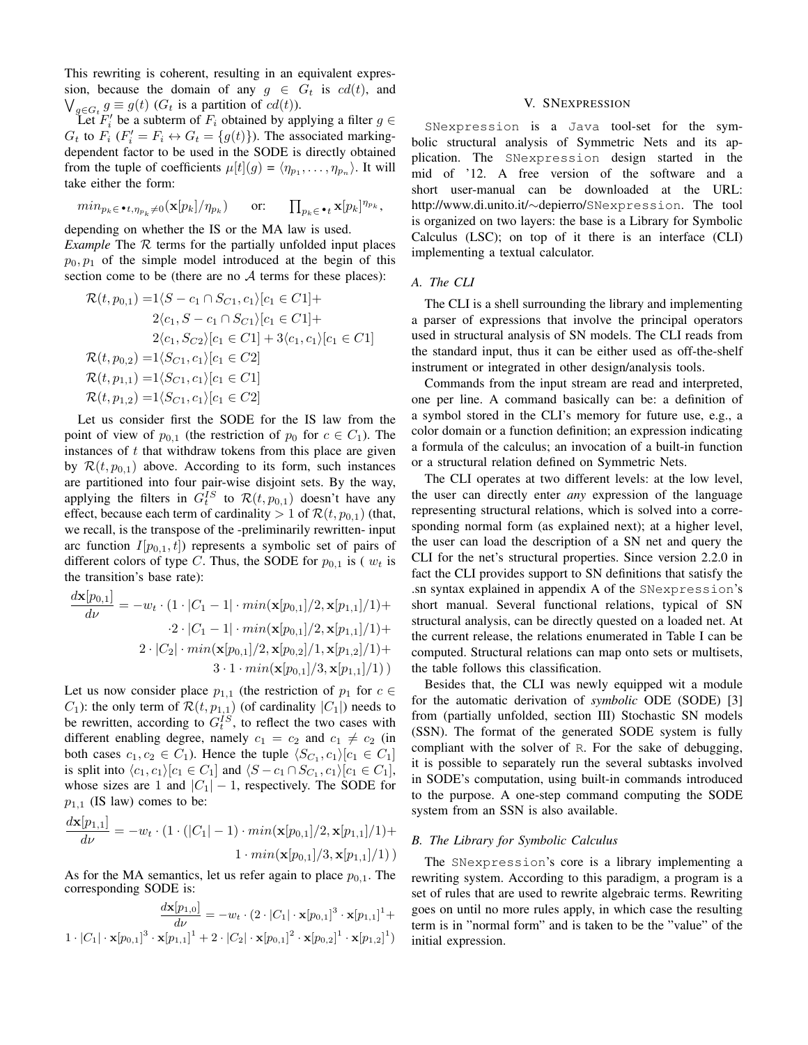This rewriting is coherent, resulting in an equivalent expression, because the domain of any $g \in G_t$ is $cd(t)$, and $\bigvee_{g \in G_t} g \equiv g(t)$ ($G_t$ is a partition of $cd(t)$).

Let $F_i'$ be a subterm of $F_i$ obtained by applying a filter $g \in G_t$ to $F_i$ ($F_i' = F_i \leftrightarrow G_t = \{g(t)\}$). The associated marking-dependent factor to be used in the SODE is directly obtained from the tuple of coefficients $\mu[t](g) = \langle \eta_{p_1}, \ldots, \eta_{p_n} \rangle$. It will take either the form:

$$min_{p_k \in \bullet t, \eta_{p_k} \neq 0}(\mathbf{x}[p_k]/\eta_{p_k}) \qquad \text{or:} \qquad \prod_{p_k \in \bullet t} \mathbf{x}[p_k]^{\eta_{p_k}},$$

depending on whether the IS or the MA law is used.

*Example* The $\mathcal{R}$ terms for the partially unfolded input places $p_0, p_1$ of the simple model introduced at the begin of this section come to be (there are no $\mathcal{A}$ terms for these places):

$$\begin{aligned}
\mathcal{R}(t, p_{0,1}) =& 1\langle S - c_1 \cap S_{C1}, c_1 \rangle [c_1 \in C1] + \\
& 2\langle c_1, S - c_1 \cap S_{C1} \rangle [c_1 \in C1] + \\
& 2\langle c_1, S_{C2} \rangle [c_1 \in C1] + 3\langle c_1, c_1 \rangle [c_1 \in C1] \\
\mathcal{R}(t, p_{0,2}) =& 1\langle S_{C1}, c_1 \rangle [c_1 \in C2] \\
\mathcal{R}(t, p_{1,1}) =& 1\langle S_{C1}, c_1 \rangle [c_1 \in C1] \\
\mathcal{R}(t, p_{1,2}) =& 1\langle S_{C1}, c_1 \rangle [c_1 \in C2]
\end{aligned}$$

Let us consider first the SODE for the IS law from the point of view of $p_{0,1}$ (the restriction of $p_0$ for $c \in C_1$). The instances of $t$ that withdraw tokens from this place are given by $\mathcal{R}(t, p_{0,1})$ above. According to its form, such instances are partitioned into four pair-wise disjoint sets. By the way, applying the filters in $G_t^{IS}$ to $\mathcal{R}(t, p_{0,1})$ doesn't have any effect, because each term of cardinality $> 1$ of $\mathcal{R}(t, p_{0,1})$ (that, we recall, is the transpose of the -preliminarily rewritten- input arc function $I[p_{0,1}, t]$) represents a symbolic set of pairs of different colors of type $C$. Thus, the SODE for $p_{0,1}$ is ( $w_t$ is the transition's base rate):

$$\begin{aligned}
\frac{d\mathbf{x}[p_{0,1}]}{d\nu} = -w_t \cdot (& 1 \cdot |C_1 - 1| \cdot min(\mathbf{x}[p_{0,1}]/2, \mathbf{x}[p_{1,1}]/1) + \\
& \cdot 2 \cdot |C_1 - 1| \cdot min(\mathbf{x}[p_{0,1}]/2, \mathbf{x}[p_{1,1}]/1) + \\
& 2 \cdot |C_2| \cdot min(\mathbf{x}[p_{0,1}]/2, \mathbf{x}[p_{0,2}]/1, \mathbf{x}[p_{1,2}]/1) + \\
& 3 \cdot 1 \cdot min(\mathbf{x}[p_{0,1}]/3, \mathbf{x}[p_{1,1}]/1) \,)
\end{aligned}$$

Let us now consider place $p_{1,1}$ (the restriction of $p_1$ for $c \in C_1$): the only term of $\mathcal{R}(t, p_{1,1})$ (of cardinality $|C_1|$) needs to be rewritten, according to $G_t^{IS}$, to reflect the two cases with different enabling degree, namely $c_1 = c_2$ and $c_1 \neq c_2$ (in both cases $c_1, c_2 \in C_1$). Hence the tuple $\langle S_{C_1}, c_1 \rangle [c_1 \in C_1]$ is split into $\langle c_1, c_1 \rangle [c_1 \in C_1]$ and $\langle S - c_1 \cap S_{C_1}, c_1 \rangle [c_1 \in C_1]$, whose sizes are 1 and $|C_1| - 1$, respectively. The SODE for $p_{1,1}$ (IS law) comes to be:

$$\begin{aligned}
\frac{d\mathbf{x}[p_{1,1}]}{d\nu} = -w_t \cdot (& 1 \cdot (|C_1| - 1) \cdot min(\mathbf{x}[p_{0,1}]/2, \mathbf{x}[p_{1,1}]/1) + \\
& 1 \cdot min(\mathbf{x}[p_{0,1}]/3, \mathbf{x}[p_{1,1}]/1) \,)
\end{aligned}$$

As for the MA semantics, let us refer again to place $p_{0,1}$. The corresponding SODE is:

$$\begin{aligned}
\frac{d\mathbf{x}[p_{1,0}]}{d\nu} = -w_t \cdot (& 2 \cdot |C_1| \cdot \mathbf{x}[p_{0,1}]^3 \cdot \mathbf{x}[p_{1,1}]^1 + \\
& 1 \cdot |C_1| \cdot \mathbf{x}[p_{0,1}]^3 \cdot \mathbf{x}[p_{1,1}]^1 + 2 \cdot |C_2| \cdot \mathbf{x}[p_{0,1}]^2 \cdot \mathbf{x}[p_{0,2}]^1 \cdot \mathbf{x}[p_{1,2}]^1)
\end{aligned}$$

## V. SNEXPRESSION

`SNexpression` is a `Java` tool-set for the symbolic structural analysis of Symmetric Nets and its application. The `SNexpression` design started in the mid of '12. A free version of the software and a short user-manual can be downloaded at the URL: http://www.di.unito.it/∼depierro/SNexpression. The tool is organized on two layers: the base is a Library for Symbolic Calculus (LSC); on top of it there is an interface (CLI) implementing a textual calculator.

### A. The CLI

The CLI is a shell surrounding the library and implementing a parser of expressions that involve the principal operators used in structural analysis of SN models. The CLI reads from the standard input, thus it can be either used as off-the-shelf instrument or integrated in other design/analysis tools.

Commands from the input stream are read and interpreted, one per line. A command basically can be: a definition of a symbol stored in the CLI's memory for future use, e.g., a color domain or a function definition; an expression indicating a formula of the calculus; an invocation of a built-in function or a structural relation defined on Symmetric Nets.

The CLI operates at two different levels: at the low level, the user can directly enter *any* expression of the language representing structural relations, which is solved into a corresponding normal form (as explained next); at a higher level, the user can load the description of a SN net and query the CLI for the net's structural properties. Since version 2.2.0 in fact the CLI provides support to SN definitions that satisfy the .sn syntax explained in appendix A of the `SNexpression`'s short manual. Several functional relations, typical of SN structural analysis, can be directly quested on a loaded net. At the current release, the relations enumerated in Table I can be computed. Structural relations can map onto sets or multisets, the table follows this classification.

Besides that, the CLI was newly equipped wit a module for the automatic derivation of *symbolic* ODE (SODE) [3] from (partially unfolded, section III) Stochastic SN models (SSN). The format of the generated SODE system is fully compliant with the solver of `R`. For the sake of debugging, it is possible to separately run the several subtasks involved in SODE's computation, using built-in commands introduced to the purpose. A one-step command computing the SODE system from an SSN is also available.

### B. The Library for Symbolic Calculus

The `SNexpression`'s core is a library implementing a rewriting system. According to this paradigm, a program is a set of rules that are used to rewrite algebraic terms. Rewriting goes on until no more rules apply, in which case the resulting term is in "normal form" and is taken to be the "value" of the initial expression.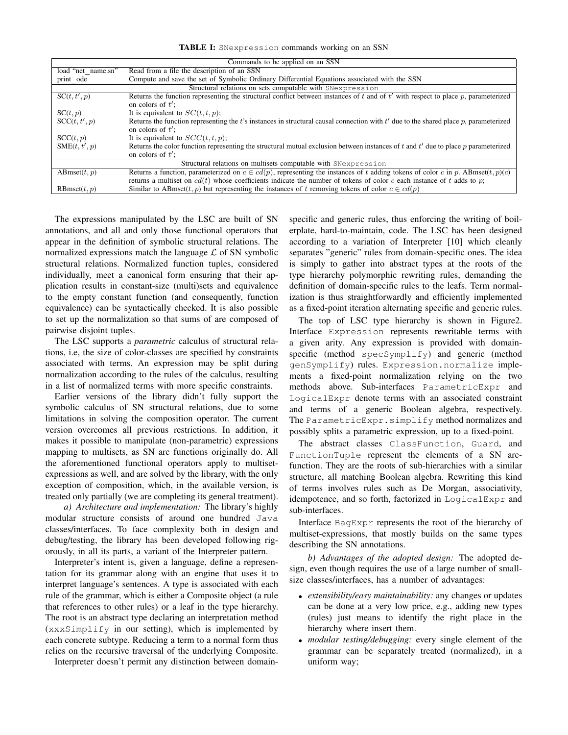**TABLE I:** SNexpression commands working on an SSN

| Commands to be applied on an SSN | |
|---|---|
| load "net_name.sn" | Read from a file the description of an SSN |
| print_ode | Compute and save the set of Symbolic Ordinary Differential Equations associated with the SSN |
| Structural relations on sets computable with SNexpression | |
| SC$(t, t', p)$ | Returns the function representing the structural conflict between instances of $t$ and of $t'$ with respect to place $p$, parameterized on colors of $t'$; |
| SC$(t, p)$ | It is equivalent to $SC(t, t, p)$; |
| SCC$(t, t', p)$ | Returns the function representing the $t$'s instances in structural causal connection with $t'$ due to the shared place $p$, parameterized on colors of $t'$; |
| SCC$(t, p)$ | It is equivalent to $SCC(t, t, p)$; |
| SME$(t, t', p)$ | Returns the color function representing the structural mutual exclusion between instances of $t$ and $t'$ due to place $p$ parameterized on colors of $t'$; |
| Structural relations on multisets computable with SNexpression | |
| ABmset$(t, p)$ | Returns a function, parameterized on $c \in cd(p)$, representing the instances of $t$ adding tokens of color $c$ in $p$. ABmset$(t, p)(c)$ returns a multiset on $cd(t)$ whose coefficients indicate the number of tokens of color $c$ each instance of $t$ adds to $p$; |
| RBmset$(t, p)$ | Similar to ABmset$(t, p)$ but representing the instances of $t$ removing tokens of color $c \in cd(p)$ |

The expressions manipulated by the LSC are built of SN annotations, and all and only those functional operators that appear in the definition of symbolic structural relations. The normalized expressions match the language $\mathcal{L}$ of SN symbolic structural relations. Normalized function tuples, considered individually, meet a canonical form ensuring that their application results in constant-size (multi)sets and equivalence to the empty constant function (and consequently, function equivalence) can be syntactically checked. It is also possible to set up the normalization so that sums of are composed of pairwise disjoint tuples.

The LSC supports a *parametric* calculus of structural relations, i.e, the size of color-classes are specified by constraints associated with terms. An expression may be split during normalization according to the rules of the calculus, resulting in a list of normalized terms with more specific constraints.

Earlier versions of the library didn't fully support the symbolic calculus of SN structural relations, due to some limitations in solving the composition operator. The current version overcomes all previous restrictions. In addition, it makes it possible to manipulate (non-parametric) expressions mapping to multisets, as SN arc functions originally do. All the aforementioned functional operators apply to multiset-expressions as well, and are solved by the library, with the only exception of composition, which, in the available version, is treated only partially (we are completing its general treatment).

*a) Architecture and implementation:* The library's highly modular structure consists of around one hundred Java classes/interfaces. To face complexity both in design and debug/testing, the library has been developed following rigorously, in all its parts, a variant of the Interpreter pattern.

Interpreter's intent is, given a language, define a representation for its grammar along with an engine that uses it to interpret language's sentences. A type is associated with each rule of the grammar, which is either a Composite object (a rule that references to other rules) or a leaf in the type hierarchy. The root is an abstract type declaring an interpretation method (xxxSimplify in our setting), which is implemented by each concrete subtype. Reducing a term to a normal form thus relies on the recursive traversal of the underlying Composite.

Interpreter doesn't permit any distinction between domain-specific and generic rules, thus enforcing the writing of boilerplate, hard-to-maintain, code. The LSC has been designed according to a variation of Interpreter [10] which cleanly separates "generic" rules from domain-specific ones. The idea is simply to gather into abstract types at the roots of the type hierarchy polymorphic rewriting rules, demanding the definition of domain-specific rules to the leafs. Term normalization is thus straightforwardly and efficiently implemented as a fixed-point iteration alternating specific and generic rules.

The top of LSC type hierarchy is shown in Figure2. Interface Expression represents rewritable terms with a given arity. Any expression is provided with domain-specific (method specSymplify) and generic (method genSymplify) rules. Expression.normalize implements a fixed-point normalization relying on the two methods above. Sub-interfaces ParametricExpr and LogicalExpr denote terms with an associated constraint and terms of a generic Boolean algebra, respectively. The ParametricExpr.simplify method normalizes and possibly splits a parametric expression, up to a fixed-point.

The abstract classes ClassFunction, Guard, and FunctionTuple represent the elements of a SN arc-function. They are the roots of sub-hierarchies with a similar structure, all matching Boolean algebra. Rewriting this kind of terms involves rules such as De Morgan, associativity, idempotence, and so forth, factorized in LogicalExpr and sub-interfaces.

Interface BagExpr represents the root of the hierarchy of multiset-expressions, that mostly builds on the same types describing the SN annotations.

*b) Advantages of the adopted design:* The adopted design, even though requires the use of a large number of small-size classes/interfaces, has a number of advantages:

- *extensibility/easy maintainability:* any changes or updates can be done at a very low price, e.g., adding new types (rules) just means to identify the right place in the hierarchy where insert them.
- *modular testing/debugging:* every single element of the grammar can be separately treated (normalized), in a uniform way;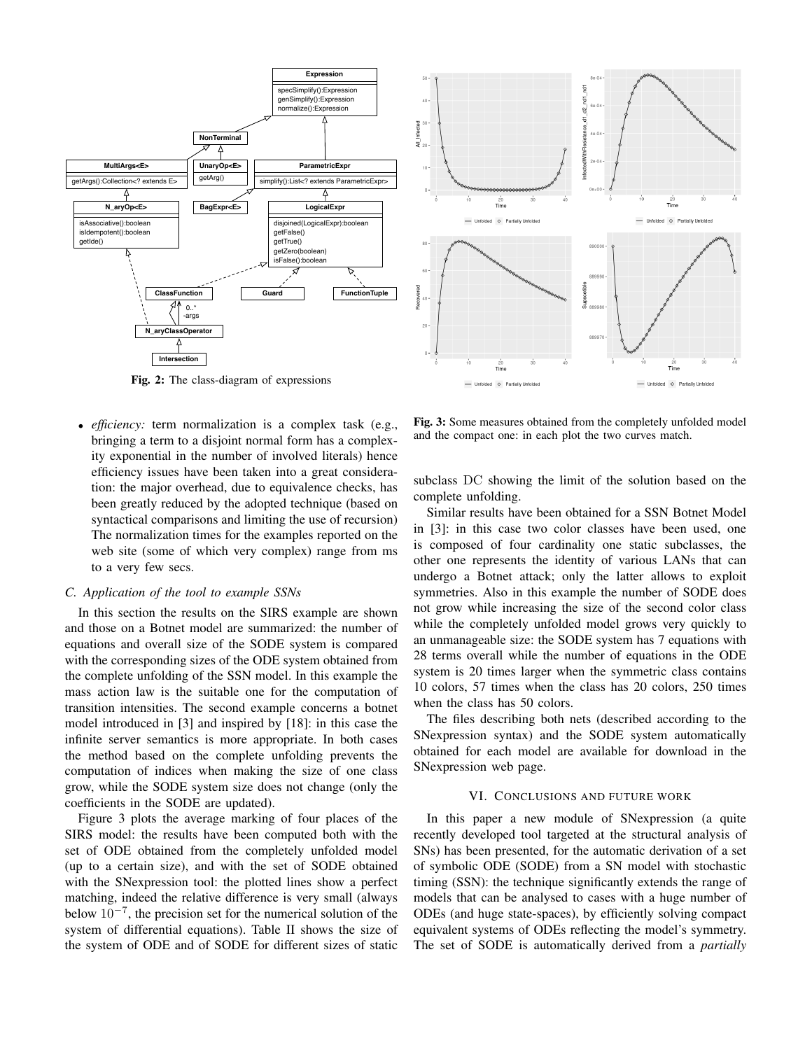Fig. 2: The class-diagram of expressions

Fig. 3: Some measures obtained from the completely unfolded model and the compact one: in each plot the two curves match.

- *efficiency:* term normalization is a complex task (e.g., bringing a term to a disjoint normal form has a complexity exponential in the number of involved literals) hence efficiency issues have been taken into a great consideration: the major overhead, due to equivalence checks, has been greatly reduced by the adopted technique (based on syntactical comparisons and limiting the use of recursion) The normalization times for the examples reported on the web site (some of which very complex) range from ms to a very few secs.

### C. Application of the tool to example SSNs

In this section the results on the SIRS example are shown and those on a Botnet model are summarized: the number of equations and overall size of the SODE system is compared with the corresponding sizes of the ODE system obtained from the complete unfolding of the SSN model. In this example the mass action law is the suitable one for the computation of transition intensities. The second example concerns a botnet model introduced in [3] and inspired by [18]: in this case the infinite server semantics is more appropriate. In both cases the method based on the complete unfolding prevents the computation of indices when making the size of one class grow, while the SODE system size does not change (only the coefficients in the SODE are updated).

Figure 3 plots the average marking of four places of the SIRS model: the results have been computed both with the set of ODE obtained from the completely unfolded model (up to a certain size), and with the set of SODE obtained with the SNexpression tool: the plotted lines show a perfect matching, indeed the relative difference is very small (always below $10^{-7}$, the precision set for the numerical solution of the system of differential equations). Table II shows the size of the system of ODE and of SODE for different sizes of static subclass DC showing the limit of the solution based on the complete unfolding.

Similar results have been obtained for a SSN Botnet Model in [3]: in this case two color classes have been used, one is composed of four cardinality one static subclasses, the other one represents the identity of various LANs that can undergo a Botnet attack; only the latter allows to exploit symmetries. Also in this example the number of SODE does not grow while increasing the size of the second color class while the completely unfolded model grows very quickly to an unmanageable size: the SODE system has 7 equations with 28 terms overall while the number of equations in the ODE system is 20 times larger when the symmetric class contains 10 colors, 57 times when the class has 20 colors, 250 times when the class has 50 colors.

The files describing both nets (described according to the SNexpression syntax) and the SODE system automatically obtained for each model are available for download in the SNexpression web page.

## VI. Conclusions and future work

In this paper a new module of SNexpression (a quite recently developed tool targeted at the structural analysis of SNs) has been presented, for the automatic derivation of a set of symbolic ODE (SODE) from a SN model with stochastic timing (SSN): the technique significantly extends the range of models that can be analysed to cases with a huge number of ODEs (and huge state-spaces), by efficiently solving compact equivalent systems of ODEs reflecting the model's symmetry. The set of SODE is automatically derived from a *partially*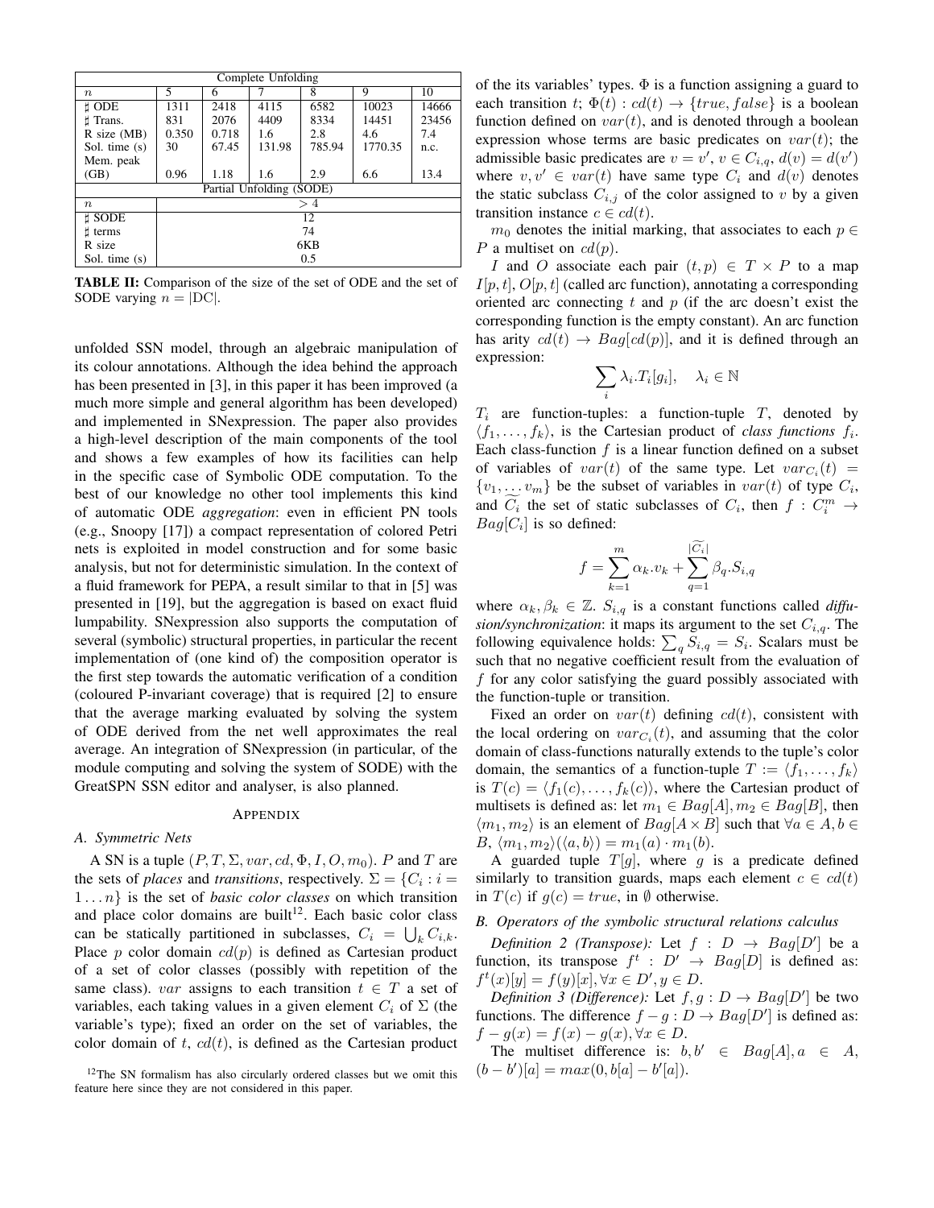| Complete Unfolding | | | | | | |
|---|---|---|---|---|---|---|
| $n$ | 5 | 6 | 7 | 8 | 9 | 10 |
| ♯ ODE | 1311 | 2418 | 4115 | 6582 | 10023 | 14666 |
| ♯ Trans. | 831 | 2076 | 4409 | 8334 | 14451 | 23456 |
| R size (MB) | 0.350 | 0.718 | 1.6 | 2.8 | 4.6 | 7.4 |
| Sol. time (s) | 30 | 67.45 | 131.98 | 785.94 | 1770.35 | n.c. |
| Mem. peak (GB) | 0.96 | 1.18 | 1.6 | 2.9 | 6.6 | 13.4 |
| Partial Unfolding (SODE) | | | | | | |
| $n$ | $> 4$ | | | | | |
| ♯ SODE | 12 | | | | | |
| ♯ terms | 74 | | | | | |
| R size | 6KB | | | | | |
| Sol. time (s) | 0.5 | | | | | |

**TABLE II:** Comparison of the size of the set of ODE and the set of SODE varying $n = |\mathrm{DC}|$.

unfolded SSN model, through an algebraic manipulation of its colour annotations. Although the idea behind the approach has been presented in [3], in this paper it has been improved (a much more simple and general algorithm has been developed) and implemented in SNexpression. The paper also provides a high-level description of the main components of the tool and shows a few examples of how its facilities can help in the specific case of Symbolic ODE computation. To the best of our knowledge no other tool implements this kind of automatic ODE *aggregation*: even in efficient PN tools (e.g., Snoopy [17]) a compact representation of colored Petri nets is exploited in model construction and for some basic analysis, but not for deterministic simulation. In the context of a fluid framework for PEPA, a result similar to that in [5] was presented in [19], but the aggregation is based on exact fluid lumpability. SNexpression also supports the computation of several (symbolic) structural properties, in particular the recent implementation of (one kind of) the composition operator is the first step towards the automatic verification of a condition (coloured P-invariant coverage) that is required [2] to ensure that the average marking evaluated by solving the system of ODE derived from the net well approximates the real average. An integration of SNexpression (in particular, of the module computing and solving the system of SODE) with the GreatSPN SSN editor and analyser, is also planned.

## Appendix

### A. Symmetric Nets

A SN is a tuple $(P, T, \Sigma, var, cd, \Phi, I, O, m_0)$. $P$ and $T$ are the sets of *places* and *transitions*, respectively. $\Sigma = \{C_i : i = 1 \ldots n\}$ is the set of *basic color classes* on which transition and place color domains are built[12]. Each basic color class can be statically partitioned in subclasses, $C_i = \bigcup_k C_{i,k}$. Place $p$ color domain $cd(p)$ is defined as Cartesian product of a set of color classes (possibly with repetition of the same class). $var$ assigns to each transition $t \in T$ a set of variables, each taking values in a given element $C_i$ of $\Sigma$ (the variable's type); fixed an order on the set of variables, the color domain of $t$, $cd(t)$, is defined as the Cartesian product of the its variables' types. $\Phi$ is a function assigning a guard to each transition $t$; $\Phi(t) : cd(t) \to \{true, false\}$ is a boolean function defined on $var(t)$, and is denoted through a boolean expression whose terms are basic predicates on $var(t)$; the admissible basic predicates are $v = v'$, $v \in C_{i,q}$, $d(v) = d(v')$ where $v, v' \in var(t)$ have same type $C_i$ and $d(v)$ denotes the static subclass $C_{i,j}$ of the color assigned to $v$ by a given transition instance $c \in cd(t)$.

[12]The SN formalism has also circularly ordered classes but we omit this feature here since they are not considered in this paper.

$m_0$ denotes the initial marking, that associates to each $p \in P$ a multiset on $cd(p)$.

$I$ and $O$ associate each pair $(t, p) \in T \times P$ to a map $I[p, t]$, $O[p, t]$ (called arc function), annotating a corresponding oriented arc connecting $t$ and $p$ (if the arc doesn't exist the corresponding function is the empty constant). An arc function has arity $cd(t) \to Bag[cd(p)]$, and it is defined through an expression:

$$\sum_i \lambda_i . T_i[g_i], \quad \lambda_i \in \mathbb{N}$$

$T_i$ are function-tuples: a function-tuple $T$, denoted by $\langle f_1, \ldots, f_k \rangle$, is the Cartesian product of *class functions* $f_i$. Each class-function $f$ is a linear function defined on a subset of variables of $var(t)$ of the same type. Let $var_{C_i}(t) = \{v_1, \ldots v_m\}$ be the subset of variables in $var(t)$ of type $C_i$, and $\widetilde{C_i}$ the set of static subclasses of $C_i$, then $f : C_i^m \to Bag[C_i]$ is so defined:

$$f = \sum_{k=1}^{m} \alpha_k . v_k + \sum_{q=1}^{|\widetilde{C_i}|} \beta_q . S_{i,q}$$

where $\alpha_k, \beta_k \in \mathbb{Z}$. $S_{i,q}$ is a constant functions called *diffusion/synchronization*: it maps its argument to the set $C_{i,q}$. The following equivalence holds: $\sum_q S_{i,q} = S_i$. Scalars must be such that no negative coefficient result from the evaluation of $f$ for any color satisfying the guard possibly associated with the function-tuple or transition.

Fixed an order on $var(t)$ defining $cd(t)$, consistent with the local ordering on $var_{C_i}(t)$, and assuming that the color domain of class-functions naturally extends to the tuple's color domain, the semantics of a function-tuple $T := \langle f_1, \ldots, f_k \rangle$ is $T(c) = \langle f_1(c), \ldots, f_k(c) \rangle$, where the Cartesian product of multisets is defined as: let $m_1 \in Bag[A], m_2 \in Bag[B]$, then $\langle m_1, m_2 \rangle$ is an element of $Bag[A \times B]$ such that $\forall a \in A, b \in B$, $\langle m_1, m_2 \rangle(\langle a, b \rangle) = m_1(a) \cdot m_1(b)$.

A guarded tuple $T[g]$, where $g$ is a predicate defined similarly to transition guards, maps each element $c \in cd(t)$ in $T(c)$ if $g(c) = true$, in $\emptyset$ otherwise.

### B. Operators of the symbolic structural relations calculus

*Definition 2 (Transpose):* Let $f : D \to Bag[D']$ be a function, its transpose $f^t : D' \to Bag[D]$ is defined as: $f^t(x)[y] = f(y)[x], \forall x \in D', y \in D$.

*Definition 3 (Difference):* Let $f, g : D \to Bag[D']$ be two functions. The difference $f - g : D \to Bag[D']$ is defined as: $f - g(x) = f(x) - g(x), \forall x \in D$.

The multiset difference is: $b, b' \in Bag[A], a \in A$, $(b - b')[a] = max(0, b[a] - b'[a])$.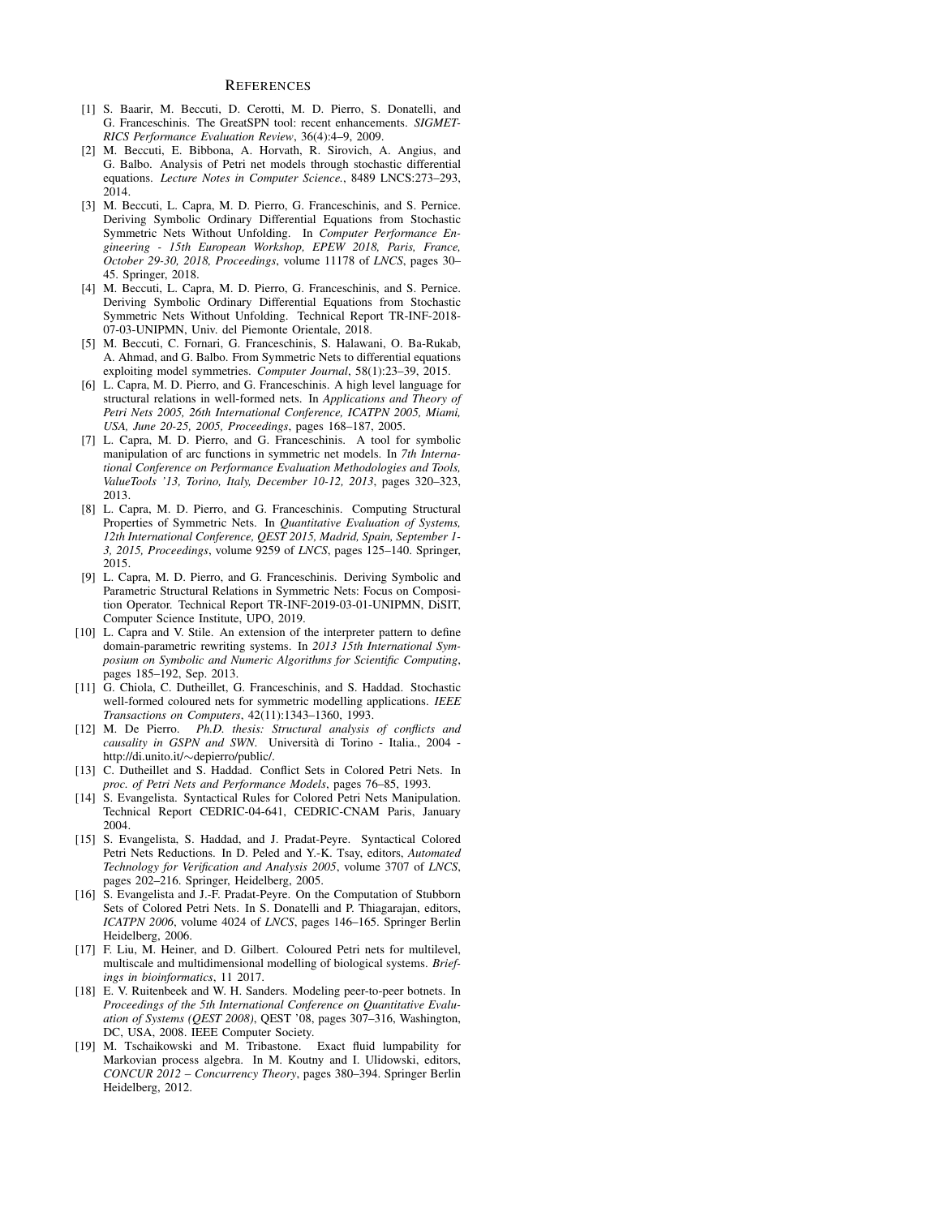## REFERENCES

[1] S. Baarir, M. Beccuti, D. Cerotti, M. D. Pierro, S. Donatelli, and G. Franceschinis. The GreatSPN tool: recent enhancements. *SIGMETRICS Performance Evaluation Review*, 36(4):4–9, 2009.

[2] M. Beccuti, E. Bibbona, A. Horvath, R. Sirovich, A. Angius, and G. Balbo. Analysis of Petri net models through stochastic differential equations. *Lecture Notes in Computer Science.*, 8489 LNCS:273–293, 2014.

[3] M. Beccuti, L. Capra, M. D. Pierro, G. Franceschinis, and S. Pernice. Deriving Symbolic Ordinary Differential Equations from Stochastic Symmetric Nets Without Unfolding. In *Computer Performance Engineering - 15th European Workshop, EPEW 2018, Paris, France, October 29-30, 2018, Proceedings*, volume 11178 of *LNCS*, pages 30–45. Springer, 2018.

[4] M. Beccuti, L. Capra, M. D. Pierro, G. Franceschinis, and S. Pernice. Deriving Symbolic Ordinary Differential Equations from Stochastic Symmetric Nets Without Unfolding. Technical Report TR-INF-2018-07-03-UNIPMN, Univ. del Piemonte Orientale, 2018.

[5] M. Beccuti, C. Fornari, G. Franceschinis, S. Halawani, O. Ba-Rukab, A. Ahmad, and G. Balbo. From Symmetric Nets to differential equations exploiting model symmetries. *Computer Journal*, 58(1):23–39, 2015.

[6] L. Capra, M. D. Pierro, and G. Franceschinis. A high level language for structural relations in well-formed nets. In *Applications and Theory of Petri Nets 2005, 26th International Conference, ICATPN 2005, Miami, USA, June 20-25, 2005, Proceedings*, pages 168–187, 2005.

[7] L. Capra, M. D. Pierro, and G. Franceschinis. A tool for symbolic manipulation of arc functions in symmetric net models. In *7th International Conference on Performance Evaluation Methodologies and Tools, ValueTools '13, Torino, Italy, December 10-12, 2013*, pages 320–323, 2013.

[8] L. Capra, M. D. Pierro, and G. Franceschinis. Computing Structural Properties of Symmetric Nets. In *Quantitative Evaluation of Systems, 12th International Conference, QEST 2015, Madrid, Spain, September 1-3, 2015, Proceedings*, volume 9259 of *LNCS*, pages 125–140. Springer, 2015.

[9] L. Capra, M. D. Pierro, and G. Franceschinis. Deriving Symbolic and Parametric Structural Relations in Symmetric Nets: Focus on Composition Operator. Technical Report TR-INF-2019-03-01-UNIPMN, DiSIT, Computer Science Institute, UPO, 2019.

[10] L. Capra and V. Stile. An extension of the interpreter pattern to define domain-parametric rewriting systems. In *2013 15th International Symposium on Symbolic and Numeric Algorithms for Scientific Computing*, pages 185–192, Sep. 2013.

[11] G. Chiola, C. Dutheillet, G. Franceschinis, and S. Haddad. Stochastic well-formed coloured nets for symmetric modelling applications. *IEEE Transactions on Computers*, 42(11):1343–1360, 1993.

[12] M. De Pierro. *Ph.D. thesis: Structural analysis of conflicts and causality in GSPN and SWN.* Università di Torino - Italia., 2004 - http://di.unito.it/∼depierro/public/.

[13] C. Dutheillet and S. Haddad. Conflict Sets in Colored Petri Nets. In *proc. of Petri Nets and Performance Models*, pages 76–85, 1993.

[14] S. Evangelista. Syntactical Rules for Colored Petri Nets Manipulation. Technical Report CEDRIC-04-641, CEDRIC-CNAM Paris, January 2004.

[15] S. Evangelista, S. Haddad, and J. Pradat-Peyre. Syntactical Colored Petri Nets Reductions. In D. Peled and Y.-K. Tsay, editors, *Automated Technology for Verification and Analysis 2005*, volume 3707 of *LNCS*, pages 202–216. Springer, Heidelberg, 2005.

[16] S. Evangelista and J.-F. Pradat-Peyre. On the Computation of Stubborn Sets of Colored Petri Nets. In S. Donatelli and P. Thiagarajan, editors, *ICATPN 2006*, volume 4024 of *LNCS*, pages 146–165. Springer Berlin Heidelberg, 2006.

[17] F. Liu, M. Heiner, and D. Gilbert. Coloured Petri nets for multilevel, multiscale and multidimensional modelling of biological systems. *Briefings in bioinformatics*, 11 2017.

[18] E. V. Ruitenbeek and W. H. Sanders. Modeling peer-to-peer botnets. In *Proceedings of the 5th International Conference on Quantitative Evaluation of Systems (QEST 2008)*, QEST '08, pages 307–316, Washington, DC, USA, 2008. IEEE Computer Society.

[19] M. Tschaikowski and M. Tribastone. Exact fluid lumpability for Markovian process algebra. In M. Koutny and I. Ulidowski, editors, *CONCUR 2012 – Concurrency Theory*, pages 380–394. Springer Berlin Heidelberg, 2012.